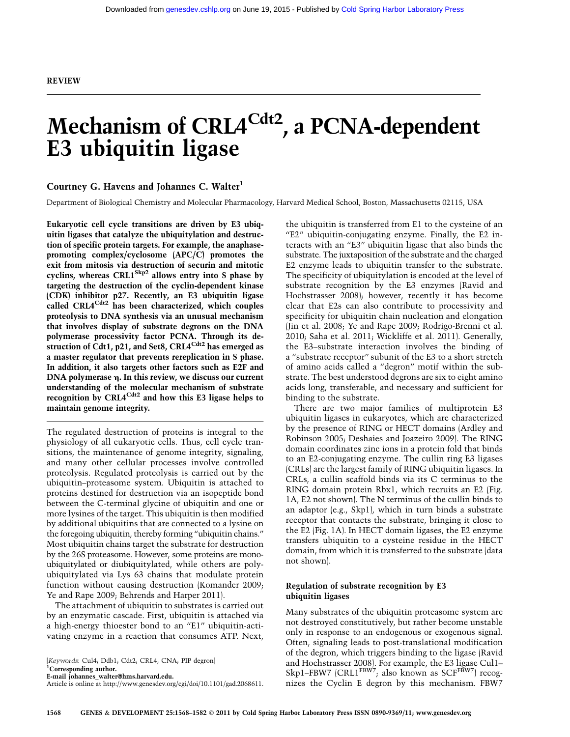REVIEW

# Mechanism of $CRL4^{Cdt2}$, a PCNA-dependent E3 ubiquitin ligase

**Courtney G. Havens and Johannes C. Walter**[1]

Department of Biological Chemistry and Molecular Pharmacology, Harvard Medical School, Boston, Massachusetts 02115, USA

**Eukaryotic cell cycle transitions are driven by E3 ubiquitin ligases that catalyze the ubiquitylation and destruction of specific protein targets. For example, the anaphase-promoting complex/cyclosome (APC/C) promotes the exit from mitosis via destruction of securin and mitotic cyclins, whereas $CRL1^{Skp2}$ allows entry into S phase by targeting the destruction of the cyclin-dependent kinase (CDK) inhibitor p27. Recently, an E3 ubiquitin ligase called $CRL4^{Cdt2}$ has been characterized, which couples proteolysis to DNA synthesis via an unusual mechanism that involves display of substrate degrons on the DNA polymerase processivity factor PCNA. Through its destruction of Cdt1, p21, and Set8, $CRL4^{Cdt2}$ has emerged as a master regulator that prevents rereplication in S phase. In addition, it also targets other factors such as E2F and DNA polymerase η. In this review, we discuss our current understanding of the molecular mechanism of substrate recognition by $CRL4^{Cdt2}$ and how this E3 ligase helps to maintain genome integrity.**

The regulated destruction of proteins is integral to the physiology of all eukaryotic cells. Thus, cell cycle transitions, the maintenance of genome integrity, signaling, and many other cellular processes involve controlled proteolysis. Regulated proteolysis is carried out by the ubiquitin–proteasome system. Ubiquitin is attached to proteins destined for destruction via an isopeptide bond between the C-terminal glycine of ubiquitin and one or more lysines of the target. This ubiquitin is then modified by additional ubiquitins that are connected to a lysine on the foregoing ubiquitin, thereby forming "ubiquitin chains." Most ubiquitin chains target the substrate for destruction by the 26S proteasome. However, some proteins are monoubiquitylated or diubiquitylated, while others are polyubiquitylated via Lys 63 chains that modulate protein function without causing destruction (Komander 2009; Ye and Rape 2009; Behrends and Harper 2011).

The attachment of ubiquitin to substrates is carried out by an enzymatic cascade. First, ubiquitin is attached via a high-energy thioester bond to an "E1" ubiquitin-activating enzyme in a reaction that consumes ATP. Next, the ubiquitin is transferred from E1 to the cysteine of an "E2" ubiquitin-conjugating enzyme. Finally, the E2 interacts with an "E3" ubiquitin ligase that also binds the substrate. The juxtaposition of the substrate and the charged E2 enzyme leads to ubiquitin transfer to the substrate. The specificity of ubiquitylation is encoded at the level of substrate recognition by the E3 enzymes (Ravid and Hochstrasser 2008); however, recently it has become clear that E2s can also contribute to processivity and specificity for ubiquitin chain nucleation and elongation (Jin et al. 2008; Ye and Rape 2009; Rodrigo-Brenni et al. 2010; Saha et al. 2011; Wickliffe et al. 2011). Generally, the E3–substrate interaction involves the binding of a "substrate receptor" subunit of the E3 to a short stretch of amino acids called a "degron" motif within the substrate. The best understood degrons are six to eight amino acids long, transferable, and necessary and sufficient for binding to the substrate.

There are two major families of multiprotein E3 ubiquitin ligases in eukaryotes, which are characterized by the presence of RING or HECT domains (Ardley and Robinson 2005; Deshaies and Joazeiro 2009). The RING domain coordinates zinc ions in a protein fold that binds to an E2-conjugating enzyme. The cullin ring E3 ligases (CRLs) are the largest family of RING ubiquitin ligases. In CRLs, a cullin scaffold binds via its C terminus to the RING domain protein Rbx1, which recruits an E2 (Fig. 1A, E2 not shown). The N terminus of the cullin binds to an adaptor (e.g., Skp1), which in turn binds a substrate receptor that contacts the substrate, bringing it close to the E2 (Fig. 1A). In HECT domain ligases, the E2 enzyme transfers ubiquitin to a cysteine residue in the HECT domain, from which it is transferred to the substrate (data not shown).

## Regulation of substrate recognition by E3 ubiquitin ligases

Many substrates of the ubiquitin proteasome system are not destroyed constitutively, but rather become unstable only in response to an endogenous or exogenous signal. Often, signaling leads to post-translational modification of the degron, which triggers binding to the ligase (Ravid and Hochstrasser 2008). For example, the E3 ligase Cul1–Skp1–FBW7 ($CRL1^{FBW7}$; also known as $SCF^{FBW7}$) recognizes the Cyclin E degron by this mechanism. FBW7

[*Keywords*: Cul4; Ddb1; Cdt2; CRL4; CNA; PIP degron]
[1]Corresponding author.
E-mail johannes_walter@hms.harvard.edu.
Article is online at http://www.genesdev.org/cgi/doi/10.1101/gad.2068611.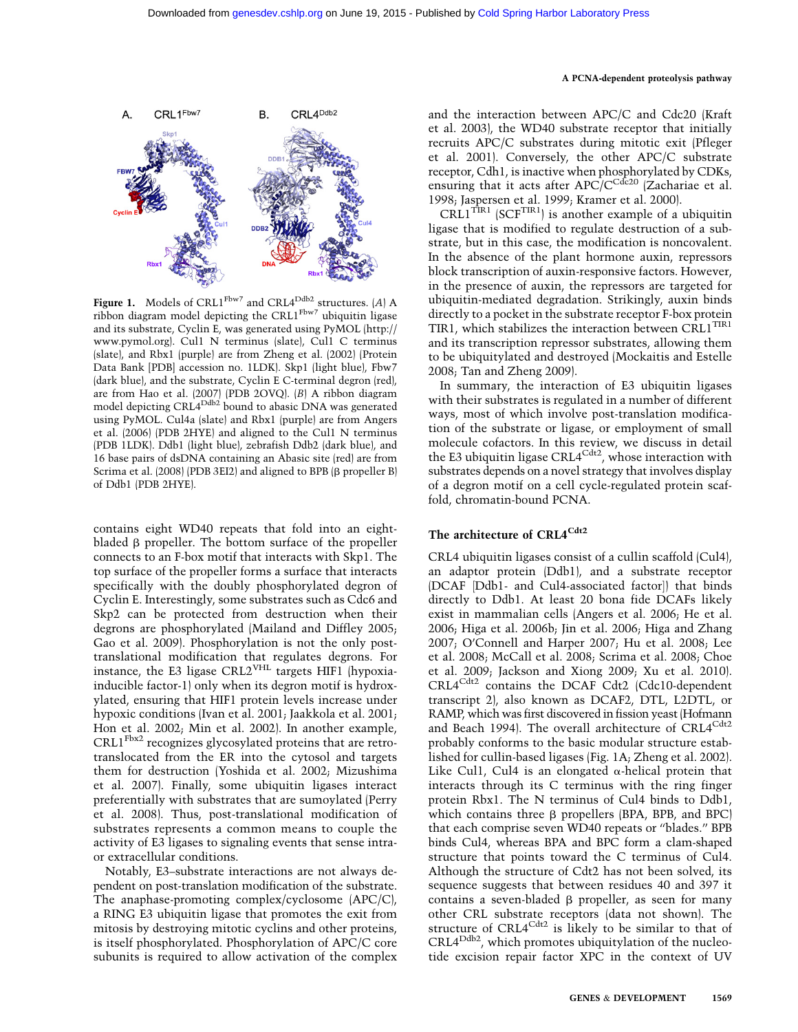Figure 1. Models of CRL1^Fbw7^ and CRL4^Ddb2^ structures. (*A*) A ribbon diagram model depicting the CRL1^Fbw7^ ubiquitin ligase and its substrate, Cyclin E, was generated using PyMOL (http://www.pymol.org). Cul1 N terminus (slate), Cul1 C terminus (slate), and Rbx1 (purple) are from Zheng et al. (2002) (Protein Data Bank [PDB] accession no. 1LDK). Skp1 (light blue), Fbw7 (dark blue), and the substrate, Cyclin E C-terminal degron (red), are from Hao et al. (2007) (PDB 2OVQ). (*B*) A ribbon diagram model depicting CRL4^Ddb2^ bound to abasic DNA was generated using PyMOL. Cul4a (slate) and Rbx1 (purple) are from Angers et al. (2006) (PDB 2HYE) and aligned to the Cul1 N terminus (PDB 1LDK). Ddb1 (light blue), zebrafish Ddb2 (dark blue), and 16 base pairs of dsDNA containing an Abasic site (red) are from Scrima et al. (2008) (PDB 3EI2) and aligned to BPB (β propeller B) of Ddb1 (PDB 2HYE).

contains eight WD40 repeats that fold into an eight-bladed β propeller. The bottom surface of the propeller connects to an F-box motif that interacts with Skp1. The top surface of the propeller forms a surface that interacts specifically with the doubly phosphorylated degron of Cyclin E. Interestingly, some substrates such as Cdc6 and Skp2 can be protected from destruction when their degrons are phosphorylated (Mailand and Diffley 2005; Gao et al. 2009). Phosphorylation is not the only post-translational modification that regulates degrons. For instance, the E3 ligase CRL2^VHL^ targets HIF1 (hypoxia-inducible factor-1) only when its degron motif is hydroxylated, ensuring that HIF1 protein levels increase under hypoxic conditions (Ivan et al. 2001; Jaakkola et al. 2001; Hon et al. 2002; Min et al. 2002). In another example, CRL1^Fbx2^ recognizes glycosylated proteins that are retro-translocated from the ER into the cytosol and targets them for destruction (Yoshida et al. 2002; Mizushima et al. 2007). Finally, some ubiquitin ligases interact preferentially with substrates that are sumoylated (Perry et al. 2008). Thus, post-translational modification of substrates represents a common means to couple the activity of E3 ligases to signaling events that sense intra- or extracellular conditions.

Notably, E3–substrate interactions are not always dependent on post-translation modification of the substrate. The anaphase-promoting complex/cyclosome (APC/C), a RING E3 ubiquitin ligase that promotes the exit from mitosis by destroying mitotic cyclins and other proteins, is itself phosphorylated. Phosphorylation of APC/C core subunits is required to allow activation of the complex and the interaction between APC/C and Cdc20 (Kraft et al. 2003), the WD40 substrate receptor that initially recruits APC/C substrates during mitotic exit (Pfleger et al. 2001). Conversely, the other APC/C substrate receptor, Cdh1, is inactive when phosphorylated by CDKs, ensuring that it acts after APC/C^Cdc20^ (Zachariae et al. 1998; Jaspersen et al. 1999; Kramer et al. 2000).

CRL1^TIR1^ (SCF^TIR1^) is another example of a ubiquitin ligase that is modified to regulate destruction of a substrate, but in this case, the modification is noncovalent. In the absence of the plant hormone auxin, repressors block transcription of auxin-responsive factors. However, in the presence of auxin, the repressors are targeted for ubiquitin-mediated degradation. Strikingly, auxin binds directly to a pocket in the substrate receptor F-box protein TIR1, which stabilizes the interaction between CRL1^TIR1^ and its transcription repressor substrates, allowing them to be ubiquitylated and destroyed (Mockaitis and Estelle 2008; Tan and Zheng 2009).

In summary, the interaction of E3 ubiquitin ligases with their substrates is regulated in a number of different ways, most of which involve post-translation modification of the substrate or ligase, or employment of small molecule cofactors. In this review, we discuss in detail the E3 ubiquitin ligase CRL4^Cdt2^, whose interaction with substrates depends on a novel strategy that involves display of a degron motif on a cell cycle-regulated protein scaffold, chromatin-bound PCNA.

## The architecture of CRL4^Cdt2^

CRL4 ubiquitin ligases consist of a cullin scaffold (Cul4), an adaptor protein (Ddb1), and a substrate receptor (DCAF [Ddb1- and Cul4-associated factor]) that binds directly to Ddb1. At least 20 bona fide DCAFs likely exist in mammalian cells (Angers et al. 2006; He et al. 2006; Higa et al. 2006b; Jin et al. 2006; Higa and Zhang 2007; O'Connell and Harper 2007; Hu et al. 2008; Lee et al. 2008; McCall et al. 2008; Scrima et al. 2008; Choe et al. 2009; Jackson and Xiong 2009; Xu et al. 2010). CRL4^Cdt2^ contains the DCAF Cdt2 (Cdc10-dependent transcript 2), also known as DCAF2, DTL, L2DTL, or RAMP, which was first discovered in fission yeast (Hofmann and Beach 1994). The overall architecture of CRL4^Cdt2^ probably conforms to the basic modular structure established for cullin-based ligases (Fig. 1A; Zheng et al. 2002). Like Cul1, Cul4 is an elongated α-helical protein that interacts through its C terminus with the ring finger protein Rbx1. The N terminus of Cul4 binds to Ddb1, which contains three β propellers (BPA, BPB, and BPC) that each comprise seven WD40 repeats or "blades." BPB binds Cul4, whereas BPA and BPC form a clam-shaped structure that points toward the C terminus of Cul4. Although the structure of Cdt2 has not been solved, its sequence suggests that between residues 40 and 397 it contains a seven-bladed β propeller, as seen for many other CRL substrate receptors (data not shown). The structure of CRL4^Cdt2^ is likely to be similar to that of CRL4^Ddb2^, which promotes ubiquitylation of the nucleotide excision repair factor XPC in the context of UV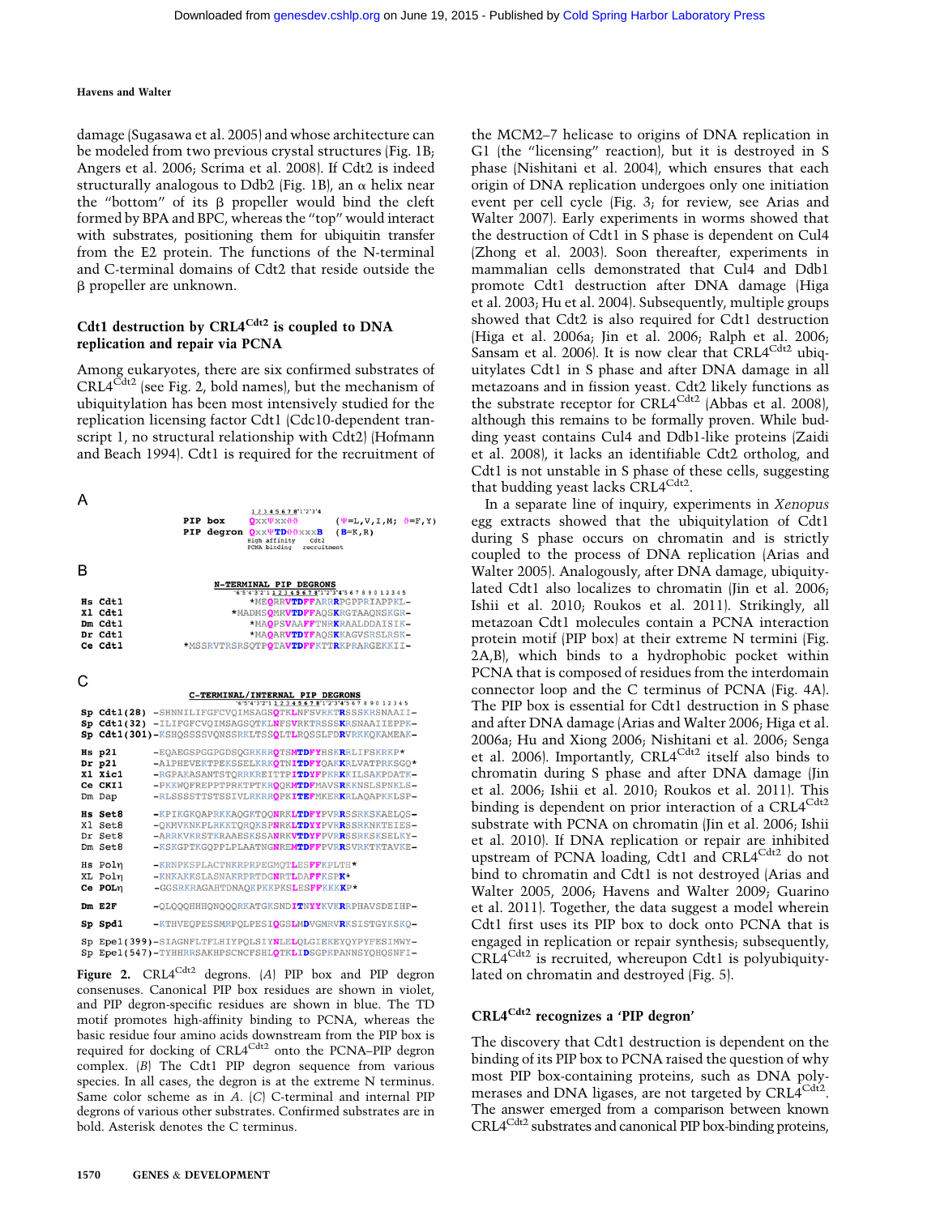damage (Sugasawa et al. 2005) and whose architecture can be modeled from two previous crystal structures (Fig. 1B; Angers et al. 2006; Scrima et al. 2008). If Cdt2 is indeed structurally analogous to Ddb2 (Fig. 1B), an α helix near the "bottom" of its β propeller would bind the cleft formed by BPA and BPC, whereas the "top" would interact with substrates, positioning them for ubiquitin transfer from the E2 protein. The functions of the N-terminal and C-terminal domains of Cdt2 that reside outside the β propeller are unknown.

## Cdt1 destruction by CRL4$^{Cdt2}$ is coupled to DNA replication and repair via PCNA

Among eukaryotes, there are six confirmed substrates of CRL4$^{Cdt2}$ (see Fig. 2, bold names), but the mechanism of ubiquitylation has been most intensively studied for the replication licensing factor Cdt1 (Cdc10-dependent transcript 1, no structural relationship with Cdt2) (Hofmann and Beach 1994). Cdt1 is required for the recruitment of the MCM2–7 helicase to origins of DNA replication in G1 (the "licensing" reaction), but it is destroyed in S phase (Nishitani et al. 2004), which ensures that each origin of DNA replication undergoes only one initiation event per cell cycle (Fig. 3; for review, see Arias and Walter 2007). Early experiments in worms showed that the destruction of Cdt1 in S phase is dependent on Cul4 (Zhong et al. 2003). Soon thereafter, experiments in mammalian cells demonstrated that Cul4 and Ddb1 promote Cdt1 destruction after DNA damage (Higa et al. 2003; Hu et al. 2004). Subsequently, multiple groups showed that Cdt2 is also required for Cdt1 destruction (Higa et al. 2006a; Jin et al. 2006; Ralph et al. 2006; Sansam et al. 2006). It is now clear that CRL4$^{Cdt2}$ ubiquitylates Cdt1 in S phase and after DNA damage in all metazoans and in fission yeast. Cdt2 likely functions as the substrate receptor for CRL4$^{Cdt2}$ (Abbas et al. 2008), although this remains to be formally proven. While budding yeast contains Cul4 and Ddb1-like proteins (Zaidi et al. 2008), it lacks an identifiable Cdt2 ortholog, and Cdt1 is not unstable in S phase of these cells, suggesting that budding yeast lacks CRL4$^{Cdt2}$.

In a separate line of inquiry, experiments in *Xenopus* egg extracts showed that the ubiquitylation of Cdt1 during S phase occurs on chromatin and is strictly coupled to the process of DNA replication (Arias and Walter 2005). Analogously, after DNA damage, ubiquitylated Cdt1 also localizes to chromatin (Jin et al. 2006; Ishii et al. 2010; Roukos et al. 2011). Strikingly, all metazoan Cdt1 molecules contain a PCNA interaction protein motif (PIP box) at their extreme N termini (Fig. 2A,B), which binds to a hydrophobic pocket within PCNA that is composed of residues from the interdomain connector loop and the C terminus of PCNA (Fig. 4A). The PIP box is essential for Cdt1 destruction in S phase and after DNA damage (Arias and Walter 2006; Higa et al. 2006a; Hu and Xiong 2006; Nishitani et al. 2006; Senga et al. 2006). Importantly, CRL4$^{Cdt2}$ itself also binds to chromatin during S phase and after DNA damage (Jin et al. 2006; Ishii et al. 2010; Roukos et al. 2011). This binding is dependent on prior interaction of a CRL4$^{Cdt2}$ substrate with PCNA on chromatin (Jin et al. 2006; Ishii et al. 2010). If DNA replication or repair are inhibited upstream of PCNA loading, Cdt1 and CRL4$^{Cdt2}$ do not bind to chromatin and Cdt1 is not destroyed (Arias and Walter 2005, 2006; Havens and Walter 2009; Guarino et al. 2011). Together, the data suggest a model wherein Cdt1 first uses its PIP box to dock onto PCNA that is engaged in replication or repair synthesis; subsequently, CRL4$^{Cdt2}$ is recruited, whereupon Cdt1 is polyubiquitylated on chromatin and destroyed (Fig. 5).

## CRL4$^{Cdt2}$ recognizes a 'PIP degron'

The discovery that Cdt1 destruction is dependent on the binding of its PIP box to PCNA raised the question of why most PIP box-containing proteins, such as DNA polymerases and DNA ligases, are not targeted by CRL4$^{Cdt2}$. The answer emerged from a comparison between known CRL4$^{Cdt2}$ substrates and canonical PIP box-binding proteins,

**A**

```
              1 2 3 4 5 6 7 8 1'2'3'4
PIP box       Qxxψxxθθ          (ψ=L,V,I,M; θ=F,Y)
PIP degron    QxxψTDθθxxxB      (B=K,R)
                  High affinity    Cdt2
                  PCNA binding     recruitment
```

**B**

```
                N-TERMINAL PIP DEGRONS
          '6'5'4'3'2'1 1 2 3 4 5 6 7 8 1'2'3'4'5 6 7 8 9 0 1 2 3 4 5
Hs Cdt1          *MEQRRVTDFFARRRPGPPRIAPPKL-
Xl Cdt1         *MADMSQMRVTDFFAQSKRGTAAQNSKGR-
Dm Cdt1          *MAQPSVAAFFTNRKRAALDDAISIK-
Dr Cdt1          *MAQARVTDYFAQSKKAGVSRSLRSK-
Ce Cdt1    *MSSRVTRSRSQTPQTAVTDFFKTTRKPRARGEKKII-
```

**C**

```
             C-TERMINAL/INTERNAL PIP DEGRONS
          '6'5'4'3'2'1 1 2 3 4 5 6 7 8 1'2'3'4'5 6 7 8 9 0 1 2 3 4 5
Sp Cdt1(28)  -SHNNILIFGFCVQIMSAGSQTKLNFSVRKTRSSSKRSNAAII-
Sp Cdt1(32)  -ILIFGFCVQIMSAGSQTKLNFSVRKTRSSSKRSNAAIIEPPK-
Sp Cdt1(301)-KSHQSSSSVQNSSRKLTSSQLTLRQSSLFDRVRKKQKAMEAK-

Hs p21       -EQAEGSPGGPGDSQGRKRRQTSMTDFYHSKRRLIFSKRKP*
Dr p21       -AIPHEVEKTPEKSSELKRKQTNITDFYQAKKRLVATPRKSGQ*
Xl Xic1      -RGPAKASANTSTQRRKREITTPITDYFPKRKKILSAKPDATK-
Ce CKI1      -PKKWQFREPPTPRKTPTKRQQKMTDFMAVSRKKNSLSPNKLS-
Dm Dap       -RLSSSSTTSTSSIVLRKRRQPKITEFMKERKRLAQAPKKLSP-

Hs Set8      -KPIKGKQAPRKKAQGKTQQNRKLTDFYPVRRSSRKSKAELQS-
Xl Set8      -QKMVKNKPLRKKTQRQKSPNRKLTDYYPVRRSSRKNKTEIES-
Dr Set8      -ARRKVKRSTKRAAESKSSANRKVTDYFPVRRSSRKSKSELKY-
Dm Set8      -KSKGPTKGQPPLPLAATNGNREMTDFFPVRRSVRKTKTAVKE-

Hs Polη      -KRNPKSPLACTNKRPRPEGMQTLESFFKPLTH*
XL Polη      -KNKAKKSLASNAKRPRTDGNRTLDAFFKSPK*
Ce POLη      -GGSRKRAGAHTDNAQKPKKPKSLESFFKKKKP*

Dm E2F       -QLQQQHHHQNQQQRKATGKSNDITNYYKVKRRPHAVSDEIHP-

Sp Spd1      -KTHVEQPESSMRPQLPESIQGSLMDVGMRVRKSISTGYKSKQ-

Sp Epe1(399)-SIAGNFLTFLHIYPQLSIYNLELQLGIEKEYQYPYFESIMWY-
Sp Epe1(547)-TYHHRRSAKHPSCNCFSHLQTKLIDSGPKPANNSYQHQSNFI-
```

Figure 2. CRL4$^{Cdt2}$ degrons. (*A*) PIP box and PIP degron consenses. Canonical PIP box residues are shown in violet, and PIP degron-specific residues are shown in blue. The TD motif promotes high-affinity binding to PCNA, whereas the basic residue four amino acids downstream from the PIP box is required for docking of CRL4$^{Cdt2}$ onto the PCNA–PIP degron complex. (*B*) The Cdt1 PIP degron sequence from various species. In all cases, the degron is at the extreme N terminus. Same color scheme as in *A*. (*C*) C-terminal and internal PIP degrons of various other substrates. Confirmed substrates are in bold. Asterisk denotes the C terminus.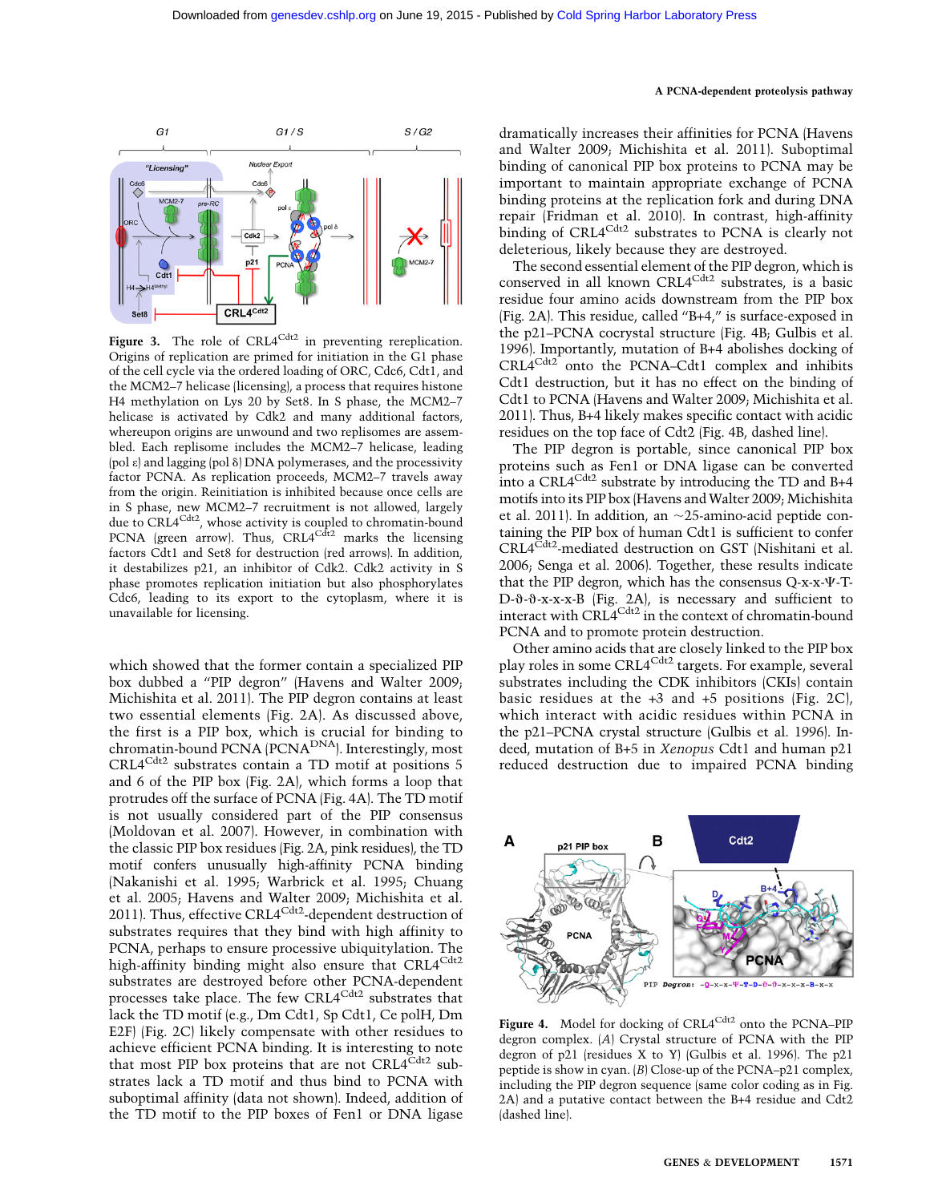which showed that the former contain a specialized PIP box dubbed a "PIP degron" (Havens and Walter 2009; Michishita et al. 2011). The PIP degron contains at least two essential elements (Fig. 2A). As discussed above, the first is a PIP box, which is crucial for binding to chromatin-bound PCNA ($PCNA^{DNA}$). Interestingly, most $CRL4^{Cdt2}$ substrates contain a TD motif at positions 5 and 6 of the PIP box (Fig. 2A), which forms a loop that protrudes off the surface of PCNA (Fig. 4A). The TD motif is not usually considered part of the PIP consensus (Moldovan et al. 2007). However, in combination with the classic PIP box residues (Fig. 2A, pink residues), the TD motif confers unusually high-affinity PCNA binding (Nakanishi et al. 1995; Warbrick et al. 1995; Chuang et al. 2005; Havens and Walter 2009; Michishita et al. 2011). Thus, effective $CRL4^{Cdt2}$-dependent destruction of substrates requires that they bind with high affinity to PCNA, perhaps to ensure processive ubiquitylation. The high-affinity binding might also ensure that $CRL4^{Cdt2}$ substrates are destroyed before other PCNA-dependent processes take place. The few $CRL4^{Cdt2}$ substrates that lack the TD motif (e.g., Dm Cdt1, Sp Cdt1, Ce polH, Dm E2F) (Fig. 2C) likely compensate with other residues to achieve efficient PCNA binding. It is interesting to note that most PIP box proteins that are not $CRL4^{Cdt2}$ substrates lack a TD motif and thus bind to PCNA with suboptimal affinity (data not shown). Indeed, addition of the TD motif to the PIP boxes of Fen1 or DNA ligase dramatically increases their affinities for PCNA (Havens and Walter 2009; Michishita et al. 2011). Suboptimal binding of canonical PIP box proteins to PCNA may be important to maintain appropriate exchange of PCNA binding proteins at the replication fork and during DNA repair (Fridman et al. 2010). In contrast, high-affinity binding of $CRL4^{Cdt2}$ substrates to PCNA is clearly not deleterious, likely because they are destroyed.

The second essential element of the PIP degron, which is conserved in all known $CRL4^{Cdt2}$ substrates, is a basic residue four amino acids downstream from the PIP box (Fig. 2A). This residue, called "B+4," is surface-exposed in the p21–PCNA cocrystal structure (Fig. 4B; Gulbis et al. 1996). Importantly, mutation of B+4 abolishes docking of $CRL4^{Cdt2}$ onto the PCNA–Cdt1 complex and inhibits Cdt1 destruction, but it has no effect on the binding of Cdt1 to PCNA (Havens and Walter 2009; Michishita et al. 2011). Thus, B+4 likely makes specific contact with acidic residues on the top face of Cdt2 (Fig. 4B, dashed line).

The PIP degron is portable, since canonical PIP box proteins such as Fen1 or DNA ligase can be converted into a $CRL4^{Cdt2}$ substrate by introducing the TD and B+4 motifs into its PIP box (Havens and Walter 2009; Michishita et al. 2011). In addition, an ~25-amino-acid peptide containing the PIP box of human Cdt1 is sufficient to confer $CRL4^{Cdt2}$-mediated destruction on GST (Nishitani et al. 2006; Senga et al. 2006). Together, these results indicate that the PIP degron, which has the consensus Q-x-x-Ψ-T-D-ϑ-ϑ-x-x-x-B (Fig. 2A), is necessary and sufficient to interact with $CRL4^{Cdt2}$ in the context of chromatin-bound PCNA and to promote protein destruction.

Other amino acids that are closely linked to the PIP box play roles in some $CRL4^{Cdt2}$ targets. For example, several substrates including the CDK inhibitors (CKIs) contain basic residues at the +3 and +5 positions (Fig. 2C), which interact with acidic residues within PCNA in the p21–PCNA crystal structure (Gulbis et al. 1996). Indeed, mutation of B+5 in *Xenopus* Cdt1 and human p21 reduced destruction due to impaired PCNA binding

**Figure 3.** The role of $CRL4^{Cdt2}$ in preventing rereplication. Origins of replication are primed for initiation in the G1 phase of the cell cycle via the ordered loading of ORC, Cdc6, Cdt1, and the MCM2–7 helicase (licensing), a process that requires histone H4 methylation on Lys 20 by Set8. In S phase, the MCM2–7 helicase is activated by Cdk2 and many additional factors, whereupon origins are unwound and two replisomes are assembled. Each replisome includes the MCM2–7 helicase, leading (pol ε) and lagging (pol δ) DNA polymerases, and the processivity factor PCNA. As replication proceeds, MCM2–7 travels away from the origin. Reinitiation is inhibited because once cells are in S phase, new MCM2–7 recruitment is not allowed, largely due to $CRL4^{Cdt2}$, whose activity is coupled to chromatin-bound PCNA (green arrow). Thus, $CRL4^{Cdt2}$ marks the licensing factors Cdt1 and Set8 for destruction (red arrows). In addition, it destabilizes p21, an inhibitor of Cdk2. Cdk2 activity in S phase promotes replication initiation but also phosphorylates Cdc6, leading to its export to the cytoplasm, where it is unavailable for licensing.

**Figure 4.** Model for docking of $CRL4^{Cdt2}$ onto the PCNA–PIP degron complex. (*A*) Crystal structure of PCNA with the PIP degron of p21 (residues X to Y) (Gulbis et al. 1996). The p21 peptide is show in cyan. (*B*) Close-up of the PCNA–p21 complex, including the PIP degron sequence (same color coding as in Fig. 2A) and a putative contact between the B+4 residue and Cdt2 (dashed line).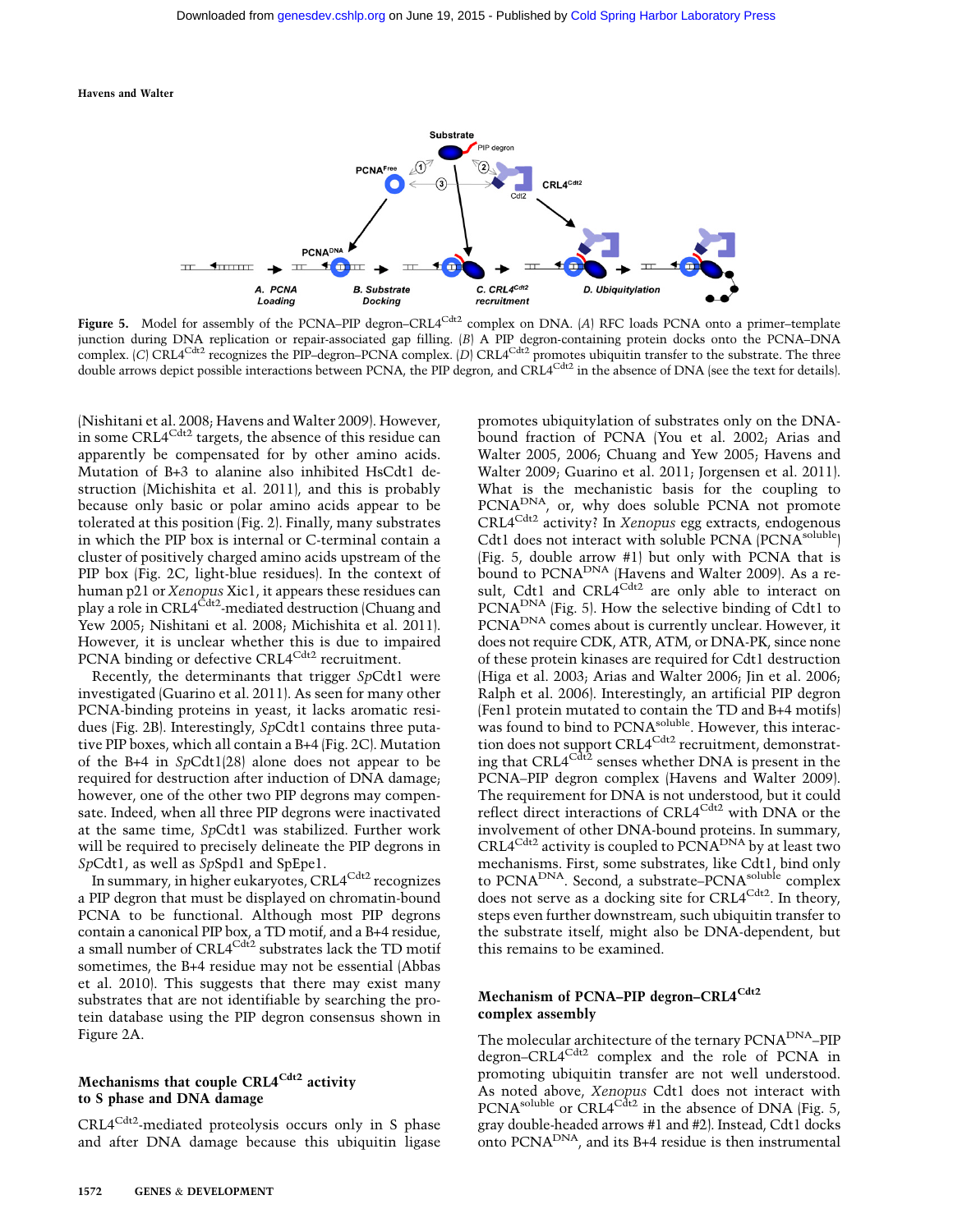**Figure 5.** Model for assembly of the PCNA–PIP degron–CRL4$^{Cdt2}$ complex on DNA. (*A*) RFC loads PCNA onto a primer–template junction during DNA replication or repair-associated gap filling. (*B*) A PIP degron-containing protein docks onto the PCNA–DNA complex. (*C*) CRL4$^{Cdt2}$ recognizes the PIP–degron–PCNA complex. (*D*) CRL4$^{Cdt2}$ promotes ubiquitin transfer to the substrate. The three double arrows depict possible interactions between PCNA, the PIP degron, and CRL4$^{Cdt2}$ in the absence of DNA (see the text for details).

(Nishitani et al. 2008; Havens and Walter 2009). However, in some CRL4$^{Cdt2}$ targets, the absence of this residue can apparently be compensated for by other amino acids. Mutation of B+3 to alanine also inhibited HsCdt1 destruction (Michishita et al. 2011), and this is probably because only basic or polar amino acids appear to be tolerated at this position (Fig. 2). Finally, many substrates in which the PIP box is internal or C-terminal contain a cluster of positively charged amino acids upstream of the PIP box (Fig. 2C, light-blue residues). In the context of human p21 or *Xenopus* Xic1, it appears these residues can play a role in CRL4$^{Cdt2}$-mediated destruction (Chuang and Yew 2005; Nishitani et al. 2008; Michishita et al. 2011). However, it is unclear whether this is due to impaired PCNA binding or defective CRL4$^{Cdt2}$ recruitment.

Recently, the determinants that trigger *Sp*Cdt1 were investigated (Guarino et al. 2011). As seen for many other PCNA-binding proteins in yeast, it lacks aromatic residues (Fig. 2B). Interestingly, *Sp*Cdt1 contains three putative PIP boxes, which all contain a B+4 (Fig. 2C). Mutation of the B+4 in *Sp*Cdt1(28) alone does not appear to be required for destruction after induction of DNA damage; however, one of the other two PIP degrons may compensate. Indeed, when all three PIP degrons were inactivated at the same time, *Sp*Cdt1 was stabilized. Further work will be required to precisely delineate the PIP degrons in *Sp*Cdt1, as well as *Sp*Spd1 and SpEpe1.

In summary, in higher eukaryotes, CRL4$^{Cdt2}$ recognizes a PIP degron that must be displayed on chromatin-bound PCNA to be functional. Although most PIP degrons contain a canonical PIP box, a TD motif, and a B+4 residue, a small number of CRL4$^{Cdt2}$ substrates lack the TD motif sometimes, the B+4 residue may not be essential (Abbas et al. 2010). This suggests that there may exist many substrates that are not identifiable by searching the protein database using the PIP degron consensus shown in Figure 2A.

## Mechanisms that couple CRL4$^{Cdt2}$ activity to S phase and DNA damage

CRL4$^{Cdt2}$-mediated proteolysis occurs only in S phase and after DNA damage because this ubiquitin ligase promotes ubiquitylation of substrates only on the DNA-bound fraction of PCNA (You et al. 2002; Arias and Walter 2005, 2006; Chuang and Yew 2005; Havens and Walter 2009; Guarino et al. 2011; Jorgensen et al. 2011). What is the mechanistic basis for the coupling to PCNA$^{DNA}$, or, why does soluble PCNA not promote CRL4$^{Cdt2}$ activity? In *Xenopus* egg extracts, endogenous Cdt1 does not interact with soluble PCNA (PCNA$^{soluble}$) (Fig. 5, double arrow #1) but only with PCNA that is bound to PCNA$^{DNA}$ (Havens and Walter 2009). As a result, Cdt1 and CRL4$^{Cdt2}$ are only able to interact on PCNA$^{DNA}$ (Fig. 5). How the selective binding of Cdt1 to PCNA$^{DNA}$ comes about is currently unclear. However, it does not require CDK, ATR, ATM, or DNA-PK, since none of these protein kinases are required for Cdt1 destruction (Higa et al. 2003; Arias and Walter 2006; Jin et al. 2006; Ralph et al. 2006). Interestingly, an artificial PIP degron (Fen1 protein mutated to contain the TD and B+4 motifs) was found to bind to PCNA$^{soluble}$. However, this interaction does not support CRL4$^{Cdt2}$ recruitment, demonstrating that CRL4$^{Cdt2}$ senses whether DNA is present in the PCNA–PIP degron complex (Havens and Walter 2009). The requirement for DNA is not understood, but it could reflect direct interactions of CRL4$^{Cdt2}$ with DNA or the involvement of other DNA-bound proteins. In summary, CRL4$^{Cdt2}$ activity is coupled to PCNA$^{DNA}$ by at least two mechanisms. First, some substrates, like Cdt1, bind only to PCNA$^{DNA}$. Second, a substrate–PCNA$^{soluble}$ complex does not serve as a docking site for CRL4$^{Cdt2}$. In theory, steps even further downstream, such ubiquitin transfer to the substrate itself, might also be DNA-dependent, but this remains to be examined.

## Mechanism of PCNA–PIP degron–CRL4$^{Cdt2}$ complex assembly

The molecular architecture of the ternary PCNA$^{DNA}$–PIP degron–CRL4$^{Cdt2}$ complex and the role of PCNA in promoting ubiquitin transfer are not well understood. As noted above, *Xenopus* Cdt1 does not interact with PCNA$^{soluble}$ or CRL4$^{Cdt2}$ in the absence of DNA (Fig. 5, gray double-headed arrows #1 and #2). Instead, Cdt1 docks onto PCNA$^{DNA}$, and its B+4 residue is then instrumental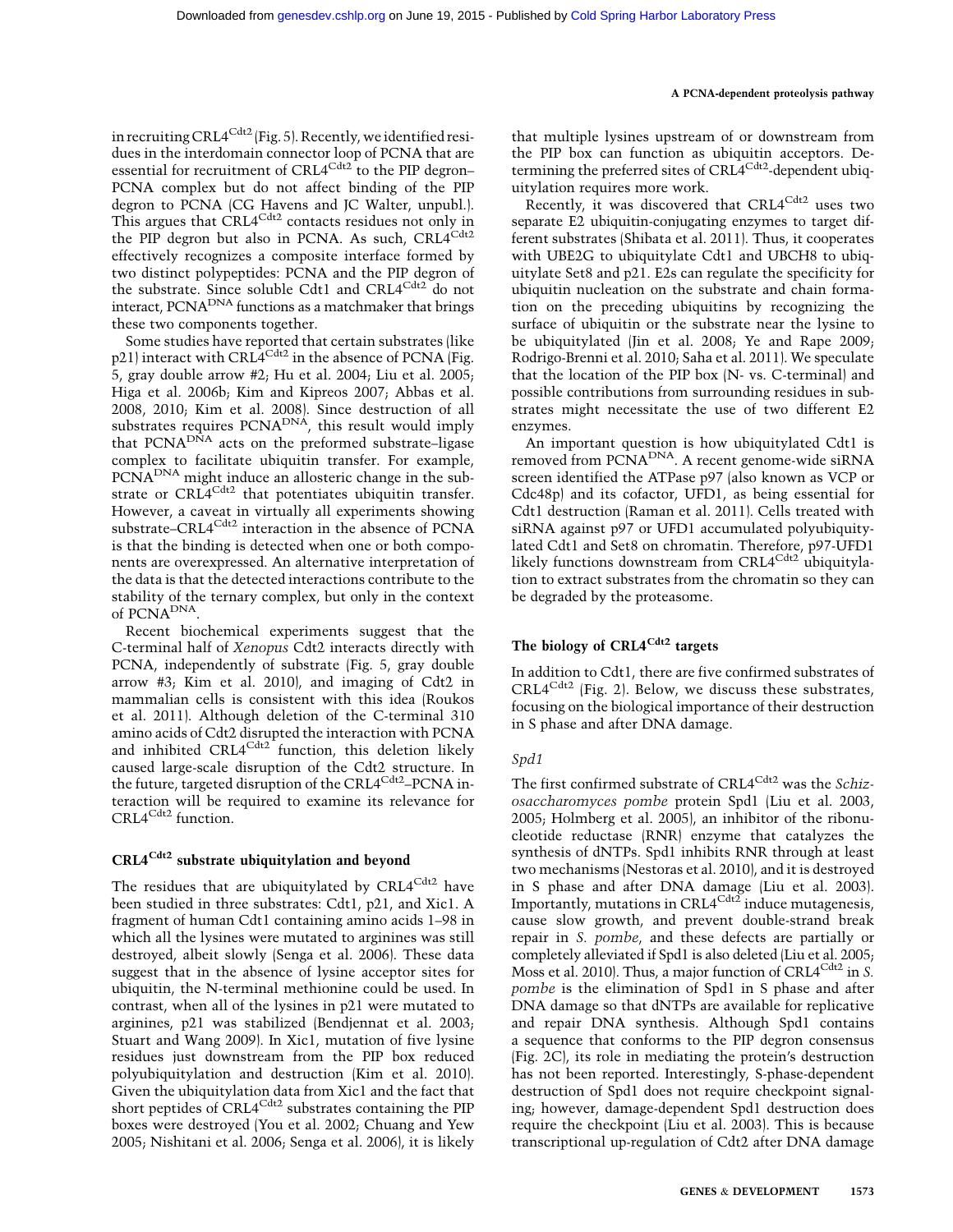in recruiting CRL4$^{Cdt2}$ (Fig. 5). Recently, we identified residues in the interdomain connector loop of PCNA that are essential for recruitment of CRL4$^{Cdt2}$ to the PIP degron–PCNA complex but do not affect binding of the PIP degron to PCNA (CG Havens and JC Walter, unpubl.). This argues that CRL4$^{Cdt2}$ contacts residues not only in the PIP degron but also in PCNA. As such, CRL4$^{Cdt2}$ effectively recognizes a composite interface formed by two distinct polypeptides: PCNA and the PIP degron of the substrate. Since soluble Cdt1 and CRL4$^{Cdt2}$ do not interact, PCNA$^{DNA}$ functions as a matchmaker that brings these two components together.

Some studies have reported that certain substrates (like p21) interact with CRL4$^{Cdt2}$ in the absence of PCNA (Fig. 5, gray double arrow #2; Hu et al. 2004; Liu et al. 2005; Higa et al. 2006b; Kim and Kipreos 2007; Abbas et al. 2008, 2010; Kim et al. 2008). Since destruction of all substrates requires PCNA$^{DNA}$, this result would imply that PCNA$^{DNA}$ acts on the preformed substrate–ligase complex to facilitate ubiquitin transfer. For example, PCNA$^{DNA}$ might induce an allosteric change in the substrate or CRL4$^{Cdt2}$ that potentiates ubiquitin transfer. However, a caveat in virtually all experiments showing substrate–CRL4$^{Cdt2}$ interaction in the absence of PCNA is that the binding is detected when one or both components are overexpressed. An alternative interpretation of the data is that the detected interactions contribute to the stability of the ternary complex, but only in the context of PCNA$^{DNA}$.

Recent biochemical experiments suggest that the C-terminal half of *Xenopus* Cdt2 interacts directly with PCNA, independently of substrate (Fig. 5, gray double arrow #3; Kim et al. 2010), and imaging of Cdt2 in mammalian cells is consistent with this idea (Roukos et al. 2011). Although deletion of the C-terminal 310 amino acids of Cdt2 disrupted the interaction with PCNA and inhibited CRL4$^{Cdt2}$ function, this deletion likely caused large-scale disruption of the Cdt2 structure. In the future, targeted disruption of the CRL4$^{Cdt2}$–PCNA interaction will be required to examine its relevance for CRL4$^{Cdt2}$ function.

## CRL4$^{Cdt2}$ substrate ubiquitylation and beyond

The residues that are ubiquitylated by CRL4$^{Cdt2}$ have been studied in three substrates: Cdt1, p21, and Xic1. A fragment of human Cdt1 containing amino acids 1–98 in which all the lysines were mutated to arginines was still destroyed, albeit slowly (Senga et al. 2006). These data suggest that in the absence of lysine acceptor sites for ubiquitin, the N-terminal methionine could be used. In contrast, when all of the lysines in p21 were mutated to arginines, p21 was stabilized (Bendjennat et al. 2003; Stuart and Wang 2009). In Xic1, mutation of five lysine residues just downstream from the PIP box reduced polyubiquitylation and destruction (Kim et al. 2010). Given the ubiquitylation data from Xic1 and the fact that short peptides of CRL4$^{Cdt2}$ substrates containing the PIP boxes were destroyed (You et al. 2002; Chuang and Yew 2005; Nishitani et al. 2006; Senga et al. 2006), it is likely that multiple lysines upstream of or downstream from the PIP box can function as ubiquitin acceptors. Determining the preferred sites of CRL4$^{Cdt2}$-dependent ubiquitylation requires more work.

Recently, it was discovered that CRL4$^{Cdt2}$ uses two separate E2 ubiquitin-conjugating enzymes to target different substrates (Shibata et al. 2011). Thus, it cooperates with UBE2G to ubiquitylate Cdt1 and UBCH8 to ubiquitylate Set8 and p21. E2s can regulate the specificity for ubiquitin nucleation on the substrate and chain formation on the preceding ubiquitins by recognizing the surface of ubiquitin or the substrate near the lysine to be ubiquitylated (Jin et al. 2008; Ye and Rape 2009; Rodrigo-Brenni et al. 2010; Saha et al. 2011). We speculate that the location of the PIP box (N- vs. C-terminal) and possible contributions from surrounding residues in substrates might necessitate the use of two different E2 enzymes.

An important question is how ubiquitylated Cdt1 is removed from PCNA$^{DNA}$. A recent genome-wide siRNA screen identified the ATPase p97 (also known as VCP or Cdc48p) and its cofactor, UFD1, as being essential for Cdt1 destruction (Raman et al. 2011). Cells treated with siRNA against p97 or UFD1 accumulated polyubiquitylated Cdt1 and Set8 on chromatin. Therefore, p97-UFD1 likely functions downstream from CRL4$^{Cdt2}$ ubiquitylation to extract substrates from the chromatin so they can be degraded by the proteasome.

## The biology of CRL4$^{Cdt2}$ targets

In addition to Cdt1, there are five confirmed substrates of CRL4$^{Cdt2}$ (Fig. 2). Below, we discuss these substrates, focusing on the biological importance of their destruction in S phase and after DNA damage.

### *Spd1*

The first confirmed substrate of CRL4$^{Cdt2}$ was the *Schizosaccharomyces pombe* protein Spd1 (Liu et al. 2003, 2005; Holmberg et al. 2005), an inhibitor of the ribonucleotide reductase (RNR) enzyme that catalyzes the synthesis of dNTPs. Spd1 inhibits RNR through at least two mechanisms (Nestoras et al. 2010), and it is destroyed in S phase and after DNA damage (Liu et al. 2003). Importantly, mutations in CRL4$^{Cdt2}$ induce mutagenesis, cause slow growth, and prevent double-strand break repair in *S. pombe*, and these defects are partially or completely alleviated if Spd1 is also deleted (Liu et al. 2005; Moss et al. 2010). Thus, a major function of CRL4$^{Cdt2}$ in *S. pombe* is the elimination of Spd1 in S phase and after DNA damage so that dNTPs are available for replicative and repair DNA synthesis. Although Spd1 contains a sequence that conforms to the PIP degron consensus (Fig. 2C), its role in mediating the protein's destruction has not been reported. Interestingly, S-phase-dependent destruction of Spd1 does not require checkpoint signaling; however, damage-dependent Spd1 destruction does require the checkpoint (Liu et al. 2003). This is because transcriptional up-regulation of Cdt2 after DNA damage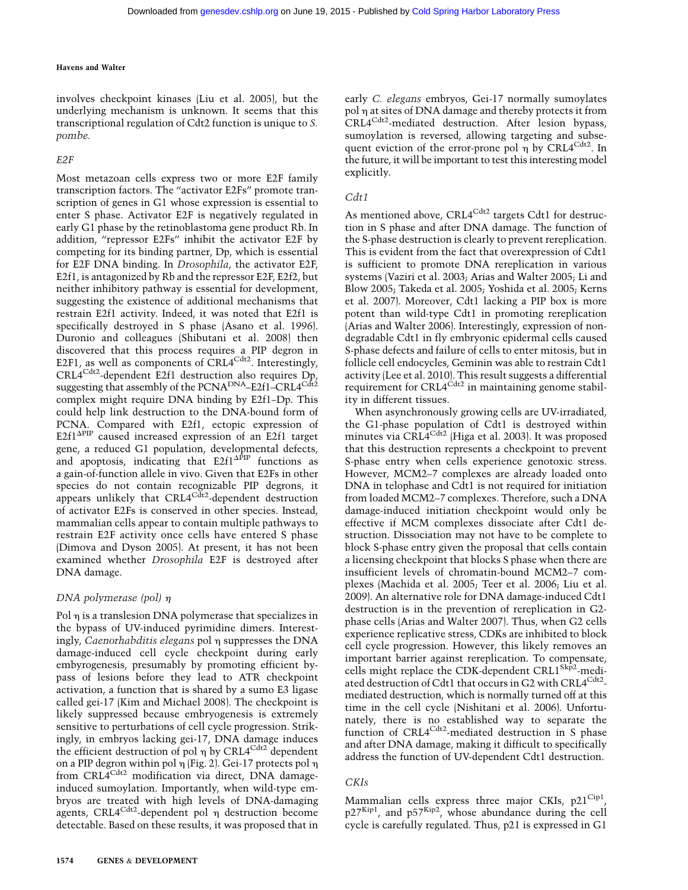involves checkpoint kinases (Liu et al. 2005), but the underlying mechanism is unknown. It seems that this transcriptional regulation of Cdt2 function is unique to *S. pombe.*

### *E2F*

Most metazoan cells express two or more E2F family transcription factors. The "activator E2Fs" promote transcription of genes in G1 whose expression is essential to enter S phase. Activator E2F is negatively regulated in early G1 phase by the retinoblastoma gene product Rb. In addition, "repressor E2Fs" inhibit the activator E2F by competing for its binding partner, Dp, which is essential for E2F DNA binding. In *Drosophila*, the activator E2F, E2f1, is antagonized by Rb and the repressor E2F, E2f2, but neither inhibitory pathway is essential for development, suggesting the existence of additional mechanisms that restrain E2f1 activity. Indeed, it was noted that E2f1 is specifically destroyed in S phase (Asano et al. 1996). Duronio and colleagues (Shibutani et al. 2008) then discovered that this process requires a PIP degron in E2F1, as well as components of $CRL4^{Cdt2}$. Interestingly, $CRL4^{Cdt2}$-dependent E2f1 destruction also requires Dp, suggesting that assembly of the $PCNA^{DNA}$–E2f1–$CRL4^{Cdt2}$ complex might require DNA binding by E2f1–Dp. This could help link destruction to the DNA-bound form of PCNA. Compared with E2f1, ectopic expression of $E2f1^{\Delta PIP}$ caused increased expression of an E2f1 target gene, a reduced G1 population, developmental defects, and apoptosis, indicating that $E2f1^{\Delta PIP}$ functions as a gain-of-function allele in vivo. Given that E2Fs in other species do not contain recognizable PIP degrons, it appears unlikely that $CRL4^{Cdt2}$-dependent destruction of activator E2Fs is conserved in other species. Instead, mammalian cells appear to contain multiple pathways to restrain E2F activity once cells have entered S phase (Dimova and Dyson 2005). At present, it has not been examined whether *Drosophila* E2F is destroyed after DNA damage.

### *DNA polymerase (pol) η*

Pol η is a translesion DNA polymerase that specializes in the bypass of UV-induced pyrimidine dimers. Interestingly, *Caenorhabditis elegans* pol η suppresses the DNA damage-induced cell cycle checkpoint during early embryogenesis, presumably by promoting efficient bypass of lesions before they lead to ATR checkpoint activation, a function that is shared by a sumo E3 ligase called gei-17 (Kim and Michael 2008). The checkpoint is likely suppressed because embryogenesis is extremely sensitive to perturbations of cell cycle progression. Strikingly, in embryos lacking gei-17, DNA damage induces the efficient destruction of pol η by $CRL4^{Cdt2}$ dependent on a PIP degron within pol η (Fig. 2). Gei-17 protects pol η from $CRL4^{Cdt2}$ modification via direct, DNA damage-induced sumoylation. Importantly, when wild-type embryos are treated with high levels of DNA-damaging agents, $CRL4^{Cdt2}$-dependent pol η destruction become detectable. Based on these results, it was proposed that in early *C. elegans* embryos, Gei-17 normally sumoylates pol η at sites of DNA damage and thereby protects it from $CRL4^{Cdt2}$-mediated destruction. After lesion bypass, sumoylation is reversed, allowing targeting and subsequent eviction of the error-prone pol η by $CRL4^{Cdt2}$. In the future, it will be important to test this interesting model explicitly.

### *Cdt1*

As mentioned above, $CRL4^{Cdt2}$ targets Cdt1 for destruction in S phase and after DNA damage. The function of the S-phase destruction is clearly to prevent rereplication. This is evident from the fact that overexpression of Cdt1 is sufficient to promote DNA rereplication in various systems (Vaziri et al. 2003; Arias and Walter 2005; Li and Blow 2005; Takeda et al. 2005; Yoshida et al. 2005; Kerns et al. 2007). Moreover, Cdt1 lacking a PIP box is more potent than wild-type Cdt1 in promoting rereplication (Arias and Walter 2006). Interestingly, expression of nondegradable Cdt1 in fly embryonic epidermal cells caused S-phase defects and failure of cells to enter mitosis, but in follicle cell endocycles, Geminin was able to restrain Cdt1 activity (Lee et al. 2010). This result suggests a differential requirement for $CRL4^{Cdt2}$ in maintaining genome stability in different tissues.

When asynchronously growing cells are UV-irradiated, the G1-phase population of Cdt1 is destroyed within minutes via $CRL4^{Cdt2}$ (Higa et al. 2003). It was proposed that this destruction represents a checkpoint to prevent S-phase entry when cells experience genotoxic stress. However, MCM2–7 complexes are already loaded onto DNA in telophase and Cdt1 is not required for initiation from loaded MCM2–7 complexes. Therefore, such a DNA damage-induced initiation checkpoint would only be effective if MCM complexes dissociate after Cdt1 destruction. Dissociation may not have to be complete to block S-phase entry given the proposal that cells contain a licensing checkpoint that blocks S phase when there are insufficient levels of chromatin-bound MCM2–7 complexes (Machida et al. 2005; Teer et al. 2006; Liu et al. 2009). An alternative role for DNA damage-induced Cdt1 destruction is in the prevention of rereplication in G2-phase cells (Arias and Walter 2007). Thus, when G2 cells experience replicative stress, CDKs are inhibited to block cell cycle progression. However, this likely removes an important barrier against rereplication. To compensate, cells might replace the CDK-dependent $CRL1^{Skp2}$-mediated destruction of Cdt1 that occurs in G2 with $CRL4^{Cdt2}$-mediated destruction, which is normally turned off at this time in the cell cycle (Nishitani et al. 2006). Unfortunately, there is no established way to separate the function of $CRL4^{Cdt2}$-mediated destruction in S phase and after DNA damage, making it difficult to specifically address the function of UV-dependent Cdt1 destruction.

### *CKIs*

Mammalian cells express three major CKIs, $p21^{Cip1}$, $p27^{Kip1}$, and $p57^{Kip2}$, whose abundance during the cell cycle is carefully regulated. Thus, p21 is expressed in G1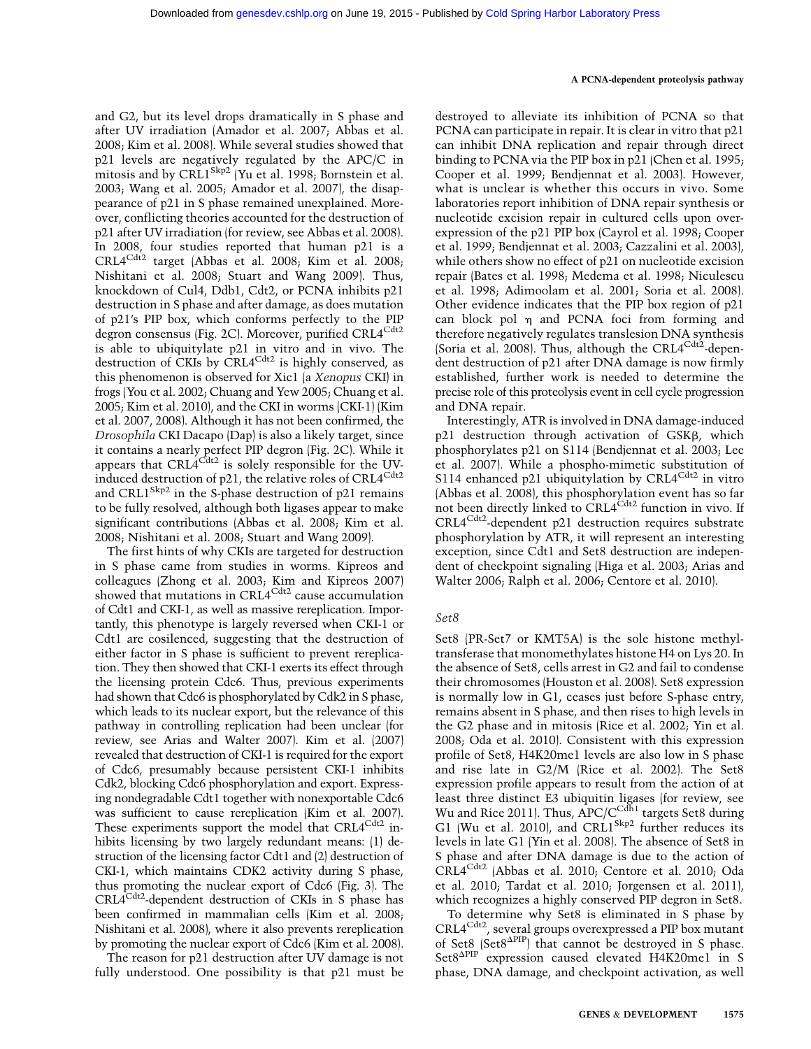and G2, but its level drops dramatically in S phase and after UV irradiation (Amador et al. 2007; Abbas et al. 2008; Kim et al. 2008). While several studies showed that p21 levels are negatively regulated by the APC/C in mitosis and by CRL1$^{Skp2}$ (Yu et al. 1998; Bornstein et al. 2003; Wang et al. 2005; Amador et al. 2007), the disappearance of p21 in S phase remained unexplained. Moreover, conflicting theories accounted for the destruction of p21 after UV irradiation (for review, see Abbas et al. 2008). In 2008, four studies reported that human p21 is a CRL4$^{Cdt2}$ target (Abbas et al. 2008; Kim et al. 2008; Nishitani et al. 2008; Stuart and Wang 2009). Thus, knockdown of Cul4, Ddb1, Cdt2, or PCNA inhibits p21 destruction in S phase and after damage, as does mutation of p21's PIP box, which conforms perfectly to the PIP degron consensus (Fig. 2C). Moreover, purified CRL4$^{Cdt2}$ is able to ubiquitylate p21 in vitro and in vivo. The destruction of CKIs by CRL4$^{Cdt2}$ is highly conserved, as this phenomenon is observed for Xic1 (a *Xenopus* CKI) in frogs (You et al. 2002; Chuang and Yew 2005; Chuang et al. 2005; Kim et al. 2010), and the CKI in worms (CKI-1) (Kim et al. 2007, 2008). Although it has not been confirmed, the *Drosophila* CKI Dacapo (Dap) is also a likely target, since it contains a nearly perfect PIP degron (Fig. 2C). While it appears that CRL4$^{Cdt2}$ is solely responsible for the UV-induced destruction of p21, the relative roles of CRL4$^{Cdt2}$ and CRL1$^{Skp2}$ in the S-phase destruction of p21 remains to be fully resolved, although both ligases appear to make significant contributions (Abbas et al. 2008; Kim et al. 2008; Nishitani et al. 2008; Stuart and Wang 2009).

The first hints of why CKIs are targeted for destruction in S phase came from studies in worms. Kipreos and colleagues (Zhong et al. 2003; Kim and Kipreos 2007) showed that mutations in CRL4$^{Cdt2}$ cause accumulation of Cdt1 and CKI-1, as well as massive rereplication. Importantly, this phenotype is largely reversed when CKI-1 or Cdt1 are cosilenced, suggesting that the destruction of either factor in S phase is sufficient to prevent rereplication. They then showed that CKI-1 exerts its effect through the licensing protein Cdc6. Thus, previous experiments had shown that Cdc6 is phosphorylated by Cdk2 in S phase, which leads to its nuclear export, but the relevance of this pathway in controlling replication had been unclear (for review, see Arias and Walter 2007). Kim et al. (2007) revealed that destruction of CKI-1 is required for the export of Cdc6, presumably because persistent CKI-1 inhibits Cdk2, blocking Cdc6 phosphorylation and export. Expressing nondegradable Cdt1 together with nonexportable Cdc6 was sufficient to cause rereplication (Kim et al. 2007). These experiments support the model that CRL4$^{Cdt2}$ inhibits licensing by two largely redundant means: (1) destruction of the licensing factor Cdt1 and (2) destruction of CKI-1, which maintains CDK2 activity during S phase, thus promoting the nuclear export of Cdc6 (Fig. 3). The CRL4$^{Cdt2}$-dependent destruction of CKIs in S phase has been confirmed in mammalian cells (Kim et al. 2008; Nishitani et al. 2008), where it also prevents rereplication by promoting the nuclear export of Cdc6 (Kim et al. 2008).

The reason for p21 destruction after UV damage is not fully understood. One possibility is that p21 must be destroyed to alleviate its inhibition of PCNA so that PCNA can participate in repair. It is clear in vitro that p21 can inhibit DNA replication and repair through direct binding to PCNA via the PIP box in p21 (Chen et al. 1995; Cooper et al. 1999; Bendjennat et al. 2003). However, what is unclear is whether this occurs in vivo. Some laboratories report inhibition of DNA repair synthesis or nucleotide excision repair in cultured cells upon overexpression of the p21 PIP box (Cayrol et al. 1998; Cooper et al. 1999; Bendjennat et al. 2003; Cazzalini et al. 2003), while others show no effect of p21 on nucleotide excision repair (Bates et al. 1998; Medema et al. 1998; Niculescu et al. 1998; Adimoolam et al. 2001; Soria et al. 2008). Other evidence indicates that the PIP box region of p21 can block pol η and PCNA foci from forming and therefore negatively regulates translesion DNA synthesis (Soria et al. 2008). Thus, although the CRL4$^{Cdt2}$-dependent destruction of p21 after DNA damage is now firmly established, further work is needed to determine the precise role of this proteolysis event in cell cycle progression and DNA repair.

Interestingly, ATR is involved in DNA damage-induced p21 destruction through activation of GSKβ, which phosphorylates p21 on S114 (Bendjennat et al. 2003; Lee et al. 2007). While a phospho-mimetic substitution of S114 enhanced p21 ubiquitylation by CRL4$^{Cdt2}$ in vitro (Abbas et al. 2008), this phosphorylation event has so far not been directly linked to CRL4$^{Cdt2}$ function in vivo. If CRL4$^{Cdt2}$-dependent p21 destruction requires substrate phosphorylation by ATR, it will represent an interesting exception, since Cdt1 and Set8 destruction are independent of checkpoint signaling (Higa et al. 2003; Arias and Walter 2006; Ralph et al. 2006; Centore et al. 2010).

### *Set8*

Set8 (PR-Set7 or KMT5A) is the sole histone methyltransferase that monomethylates histone H4 on Lys 20. In the absence of Set8, cells arrest in G2 and fail to condense their chromosomes (Houston et al. 2008). Set8 expression is normally low in G1, ceases just before S-phase entry, remains absent in S phase, and then rises to high levels in the G2 phase and in mitosis (Rice et al. 2002; Yin et al. 2008; Oda et al. 2010). Consistent with this expression profile of Set8, H4K20me1 levels are also low in S phase and rise late in G2/M (Rice et al. 2002). The Set8 expression profile appears to result from the action of at least three distinct E3 ubiquitin ligases (for review, see Wu and Rice 2011). Thus, APC/C$^{Cdh1}$ targets Set8 during G1 (Wu et al. 2010), and CRL1$^{Skp2}$ further reduces its levels in late G1 (Yin et al. 2008). The absence of Set8 in S phase and after DNA damage is due to the action of CRL4$^{Cdt2}$ (Abbas et al. 2010; Centore et al. 2010; Oda et al. 2010; Tardat et al. 2010; Jorgensen et al. 2011), which recognizes a highly conserved PIP degron in Set8.

To determine why Set8 is eliminated in S phase by CRL4$^{Cdt2}$, several groups overexpressed a PIP box mutant of Set8 (Set8$^{\Delta PIP}$) that cannot be destroyed in S phase. Set8$^{\Delta PIP}$ expression caused elevated H4K20me1 in S phase, DNA damage, and checkpoint activation, as well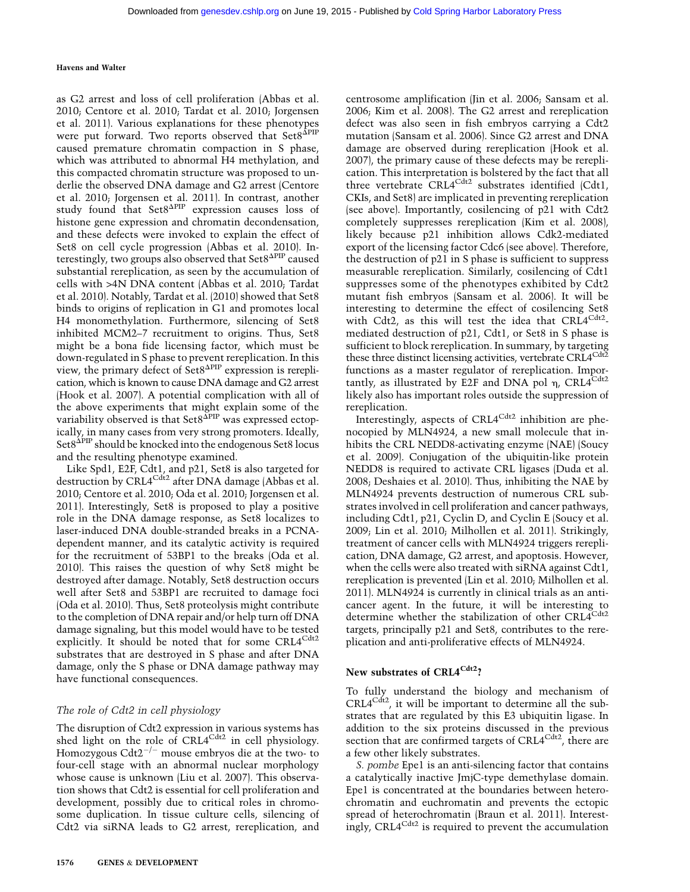as G2 arrest and loss of cell proliferation (Abbas et al. 2010; Centore et al. 2010; Tardat et al. 2010; Jorgensen et al. 2011). Various explanations for these phenotypes were put forward. Two reports observed that Set8$^{\Delta PIP}$ caused premature chromatin compaction in S phase, which was attributed to abnormal H4 methylation, and this compacted chromatin structure was proposed to underlie the observed DNA damage and G2 arrest (Centore et al. 2010; Jorgensen et al. 2011). In contrast, another study found that Set8$^{\Delta PIP}$ expression causes loss of histone gene expression and chromatin decondensation, and these defects were invoked to explain the effect of Set8 on cell cycle progression (Abbas et al. 2010). Interestingly, two groups also observed that Set8$^{\Delta PIP}$ caused substantial rereplication, as seen by the accumulation of cells with >4N DNA content (Abbas et al. 2010; Tardat et al. 2010). Notably, Tardat et al. (2010) showed that Set8 binds to origins of replication in G1 and promotes local H4 monomethylation. Furthermore, silencing of Set8 inhibited MCM2–7 recruitment to origins. Thus, Set8 might be a bona fide licensing factor, which must be down-regulated in S phase to prevent rereplication. In this view, the primary defect of Set8$^{\Delta PIP}$ expression is rereplication, which is known to cause DNA damage and G2 arrest (Hook et al. 2007). A potential complication with all of the above experiments that might explain some of the variability observed is that Set8$^{\Delta PIP}$ was expressed ectopically, in many cases from very strong promoters. Ideally, Set8$^{\Delta PIP}$ should be knocked into the endogenous Set8 locus and the resulting phenotype examined.

Like Spd1, E2F, Cdt1, and p21, Set8 is also targeted for destruction by CRL4$^{Cdt2}$ after DNA damage (Abbas et al. 2010; Centore et al. 2010; Oda et al. 2010; Jorgensen et al. 2011). Interestingly, Set8 is proposed to play a positive role in the DNA damage response, as Set8 localizes to laser-induced DNA double-stranded breaks in a PCNA-dependent manner, and its catalytic activity is required for the recruitment of 53BP1 to the breaks (Oda et al. 2010). This raises the question of why Set8 might be destroyed after damage. Notably, Set8 destruction occurs well after Set8 and 53BP1 are recruited to damage foci (Oda et al. 2010). Thus, Set8 proteolysis might contribute to the completion of DNA repair and/or help turn off DNA damage signaling, but this model would have to be tested explicitly. It should be noted that for some CRL4$^{Cdt2}$ substrates that are destroyed in S phase and after DNA damage, only the S phase or DNA damage pathway may have functional consequences.

### *The role of Cdt2 in cell physiology*

The disruption of Cdt2 expression in various systems has shed light on the role of CRL4$^{Cdt2}$ in cell physiology. Homozygous Cdt2$^{-/-}$ mouse embryos die at the two- to four-cell stage with an abnormal nuclear morphology whose cause is unknown (Liu et al. 2007). This observation shows that Cdt2 is essential for cell proliferation and development, possibly due to critical roles in chromosome duplication. In tissue culture cells, silencing of Cdt2 via siRNA leads to G2 arrest, rereplication, and centrosome amplification (Jin et al. 2006; Sansam et al. 2006; Kim et al. 2008). The G2 arrest and rereplication defect was also seen in fish embryos carrying a Cdt2 mutation (Sansam et al. 2006). Since G2 arrest and DNA damage are observed during rereplication (Hook et al. 2007), the primary cause of these defects may be rereplication. This interpretation is bolstered by the fact that all three vertebrate CRL4$^{Cdt2}$ substrates identified (Cdt1, CKIs, and Set8) are implicated in preventing rereplication (see above). Importantly, cosilencing of p21 with Cdt2 completely suppresses rereplication (Kim et al. 2008), likely because p21 inhibition allows Cdk2-mediated export of the licensing factor Cdc6 (see above). Therefore, the destruction of p21 in S phase is sufficient to suppress measurable rereplication. Similarly, cosilencing of Cdt1 suppresses some of the phenotypes exhibited by Cdt2 mutant fish embryos (Sansam et al. 2006). It will be interesting to determine the effect of cosilencing Set8 with Cdt2, as this will test the idea that CRL4$^{Cdt2}$-mediated destruction of p21, Cdt1, or Set8 in S phase is sufficient to block rereplication. In summary, by targeting these three distinct licensing activities, vertebrate CRL4$^{Cdt2}$ functions as a master regulator of rereplication. Importantly, as illustrated by E2F and DNA pol η, CRL4$^{Cdt2}$ likely also has important roles outside the suppression of rereplication.

Interestingly, aspects of CRL4$^{Cdt2}$ inhibition are phenocopied by MLN4924, a new small molecule that inhibits the CRL NEDD8-activating enzyme (NAE) (Soucy et al. 2009). Conjugation of the ubiquitin-like protein NEDD8 is required to activate CRL ligases (Duda et al. 2008; Deshaies et al. 2010). Thus, inhibiting the NAE by MLN4924 prevents destruction of numerous CRL substrates involved in cell proliferation and cancer pathways, including Cdt1, p21, Cyclin D, and Cyclin E (Soucy et al. 2009; Lin et al. 2010; Milhollen et al. 2011). Strikingly, treatment of cancer cells with MLN4924 triggers rereplication, DNA damage, G2 arrest, and apoptosis. However, when the cells were also treated with siRNA against Cdt1, rereplication is prevented (Lin et al. 2010; Milhollen et al. 2011). MLN4924 is currently in clinical trials as an anticancer agent. In the future, it will be interesting to determine whether the stabilization of other CRL4$^{Cdt2}$ targets, principally p21 and Set8, contributes to the rereplication and anti-proliferative effects of MLN4924.

## New substrates of CRL4$^{Cdt2}$?

To fully understand the biology and mechanism of CRL4$^{Cdt2}$, it will be important to determine all the substrates that are regulated by this E3 ubiquitin ligase. In addition to the six proteins discussed in the previous section that are confirmed targets of CRL4$^{Cdt2}$, there are a few other likely substrates.

*S. pombe* Epe1 is an anti-silencing factor that contains a catalytically inactive JmjC-type demethylase domain. Epe1 is concentrated at the boundaries between heterochromatin and euchromatin and prevents the ectopic spread of heterochromatin (Braun et al. 2011). Interestingly, CRL4$^{Cdt2}$ is required to prevent the accumulation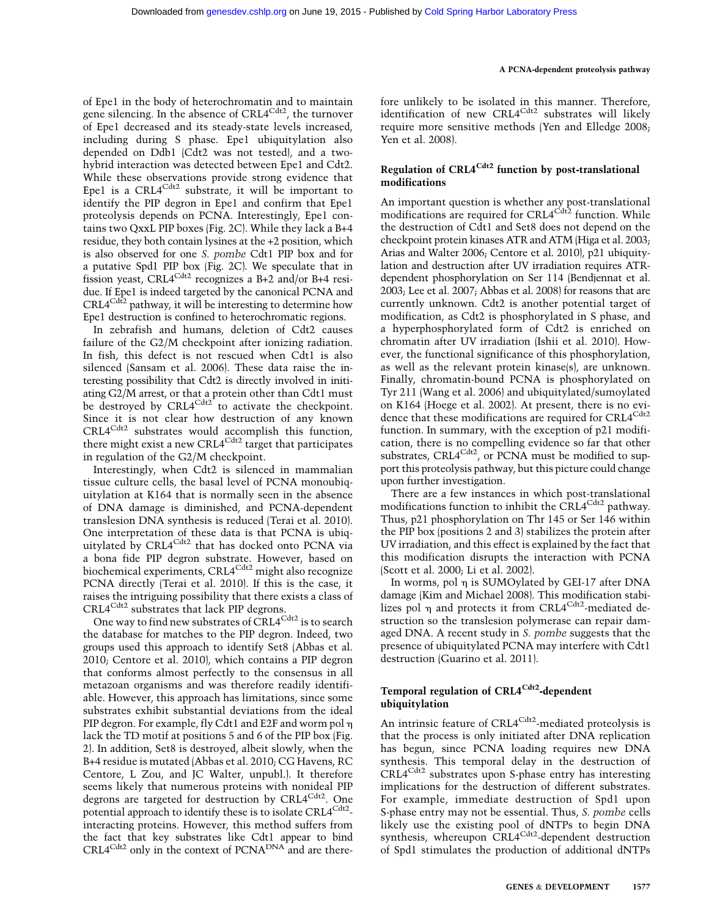of Epe1 in the body of heterochromatin and to maintain gene silencing. In the absence of CRL4$^{Cdt2}$, the turnover of Epe1 decreased and its steady-state levels increased, including during S phase. Epe1 ubiquitylation also depended on Ddb1 (Cdt2 was not tested), and a two-hybrid interaction was detected between Epe1 and Cdt2. While these observations provide strong evidence that Epe1 is a CRL4$^{Cdt2}$ substrate, it will be important to identify the PIP degron in Epe1 and confirm that Epe1 proteolysis depends on PCNA. Interestingly, Epe1 contains two QxxL PIP boxes (Fig. 2C). While they lack a B+4 residue, they both contain lysines at the +2 position, which is also observed for one *S. pombe* Cdt1 PIP box and for a putative Spd1 PIP box (Fig. 2C). We speculate that in fission yeast, CRL4$^{Cdt2}$ recognizes a B+2 and/or B+4 residue. If Epe1 is indeed targeted by the canonical PCNA and CRL4$^{Cdt2}$ pathway, it will be interesting to determine how Epe1 destruction is confined to heterochromatic regions.

In zebrafish and humans, deletion of Cdt2 causes failure of the G2/M checkpoint after ionizing radiation. In fish, this defect is not rescued when Cdt1 is also silenced (Sansam et al. 2006). These data raise the interesting possibility that Cdt2 is directly involved in initiating G2/M arrest, or that a protein other than Cdt1 must be destroyed by CRL4$^{Cdt2}$ to activate the checkpoint. Since it is not clear how destruction of any known CRL4$^{Cdt2}$ substrates would accomplish this function, there might exist a new CRL4$^{Cdt2}$ target that participates in regulation of the G2/M checkpoint.

Interestingly, when Cdt2 is silenced in mammalian tissue culture cells, the basal level of PCNA monoubiquitylation at K164 that is normally seen in the absence of DNA damage is diminished, and PCNA-dependent translesion DNA synthesis is reduced (Terai et al. 2010). One interpretation of these data is that PCNA is ubiquitylated by CRL4$^{Cdt2}$ that has docked onto PCNA via a bona fide PIP degron substrate. However, based on biochemical experiments, CRL4$^{Cdt2}$ might also recognize PCNA directly (Terai et al. 2010). If this is the case, it raises the intriguing possibility that there exists a class of CRL4$^{Cdt2}$ substrates that lack PIP degrons.

One way to find new substrates of CRL4$^{Cdt2}$ is to search the database for matches to the PIP degron. Indeed, two groups used this approach to identify Set8 (Abbas et al. 2010; Centore et al. 2010), which contains a PIP degron that conforms almost perfectly to the consensus in all metazoan organisms and was therefore readily identifiable. However, this approach has limitations, since some substrates exhibit substantial deviations from the ideal PIP degron. For example, fly Cdt1 and E2F and worm pol η lack the TD motif at positions 5 and 6 of the PIP box (Fig. 2). In addition, Set8 is destroyed, albeit slowly, when the B+4 residue is mutated (Abbas et al. 2010; CG Havens, RC Centore, L Zou, and JC Walter, unpubl.). It therefore seems likely that numerous proteins with nonideal PIP degrons are targeted for destruction by CRL4$^{Cdt2}$. One potential approach to identify these is to isolate CRL4$^{Cdt2}$-interacting proteins. However, this method suffers from the fact that key substrates like Cdt1 appear to bind CRL4$^{Cdt2}$ only in the context of PCNA$^{DNA}$ and are therefore unlikely to be isolated in this manner. Therefore, identification of new CRL4$^{Cdt2}$ substrates will likely require more sensitive methods (Yen and Elledge 2008; Yen et al. 2008).

## Regulation of CRL4$^{Cdt2}$ function by post-translational modifications

An important question is whether any post-translational modifications are required for CRL4$^{Cdt2}$ function. While the destruction of Cdt1 and Set8 does not depend on the checkpoint protein kinases ATR and ATM (Higa et al. 2003; Arias and Walter 2006; Centore et al. 2010), p21 ubiquitylation and destruction after UV irradiation requires ATR-dependent phosphorylation on Ser 114 (Bendjennat et al. 2003; Lee et al. 2007; Abbas et al. 2008) for reasons that are currently unknown. Cdt2 is another potential target of modification, as Cdt2 is phosphorylated in S phase, and a hyperphosphorylated form of Cdt2 is enriched on chromatin after UV irradiation (Ishii et al. 2010). However, the functional significance of this phosphorylation, as well as the relevant protein kinase(s), are unknown. Finally, chromatin-bound PCNA is phosphorylated on Tyr 211 (Wang et al. 2006) and ubiquitylated/sumoylated on K164 (Hoege et al. 2002). At present, there is no evidence that these modifications are required for CRL4$^{Cdt2}$ function. In summary, with the exception of p21 modification, there is no compelling evidence so far that other substrates, CRL4$^{Cdt2}$, or PCNA must be modified to support this proteolysis pathway, but this picture could change upon further investigation.

There are a few instances in which post-translational modifications function to inhibit the CRL4$^{Cdt2}$ pathway. Thus, p21 phosphorylation on Thr 145 or Ser 146 within the PIP box (positions 2 and 3) stabilizes the protein after UV irradiation, and this effect is explained by the fact that this modification disrupts the interaction with PCNA (Scott et al. 2000; Li et al. 2002).

In worms, pol η is SUMOylated by GEI-17 after DNA damage (Kim and Michael 2008). This modification stabilizes pol η and protects it from CRL4$^{Cdt2}$-mediated destruction so the translesion polymerase can repair damaged DNA. A recent study in *S. pombe* suggests that the presence of ubiquitylated PCNA may interfere with Cdt1 destruction (Guarino et al. 2011).

## Temporal regulation of CRL4$^{Cdt2}$-dependent ubiquitylation

An intrinsic feature of CRL4$^{Cdt2}$-mediated proteolysis is that the process is only initiated after DNA replication has begun, since PCNA loading requires new DNA synthesis. This temporal delay in the destruction of CRL4$^{Cdt2}$ substrates upon S-phase entry has interesting implications for the destruction of different substrates. For example, immediate destruction of Spd1 upon S-phase entry may not be essential. Thus, *S. pombe* cells likely use the existing pool of dNTPs to begin DNA synthesis, whereupon CRL4$^{Cdt2}$-dependent destruction of Spd1 stimulates the production of additional dNTPs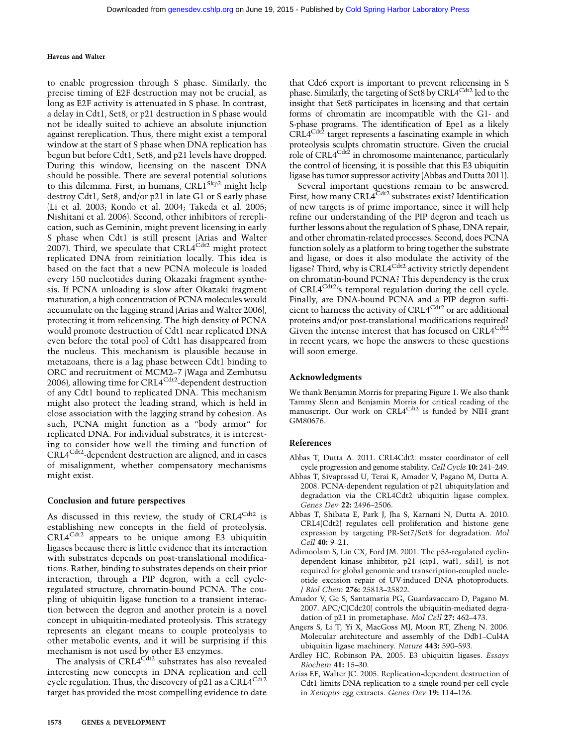to enable progression through S phase. Similarly, the precise timing of E2F destruction may not be crucial, as long as E2F activity is attenuated in S phase. In contrast, a delay in Cdt1, Set8, or p21 destruction in S phase would not be ideally suited to achieve an absolute injunction against rereplication. Thus, there might exist a temporal window at the start of S phase when DNA replication has begun but before Cdt1, Set8, and p21 levels have dropped. During this window, licensing on the nascent DNA should be possible. There are several potential solutions to this dilemma. First, in humans, CRL1$^{Skp2}$ might help destroy Cdt1, Set8, and/or p21 in late G1 or S early phase (Li et al. 2003; Kondo et al. 2004; Takeda et al. 2005; Nishitani et al. 2006). Second, other inhibitors of rereplication, such as Geminin, might prevent licensing in early S phase when Cdt1 is still present (Arias and Walter 2007). Third, we speculate that CRL4$^{Cdt2}$ might protect replicated DNA from reinitiation locally. This idea is based on the fact that a new PCNA molecule is loaded every 150 nucleotides during Okazaki fragment synthesis. If PCNA unloading is slow after Okazaki fragment maturation, a high concentration of PCNA molecules would accumulate on the lagging strand (Arias and Walter 2006), protecting it from relicensing. The high density of PCNA would promote destruction of Cdt1 near replicated DNA even before the total pool of Cdt1 has disappeared from the nucleus. This mechanism is plausible because in metazoans, there is a lag phase between Cdt1 binding to ORC and recruitment of MCM2–7 (Waga and Zembutsu 2006), allowing time for CRL4$^{Cdt2}$-dependent destruction of any Cdt1 bound to replicated DNA. This mechanism might also protect the leading strand, which is held in close association with the lagging strand by cohesion. As such, PCNA might function as a "body armor" for replicated DNA. For individual substrates, it is interesting to consider how well the timing and function of CRL4$^{Cdt2}$-dependent destruction are aligned, and in cases of misalignment, whether compensatory mechanisms might exist.

## Conclusion and future perspectives

As discussed in this review, the study of CRL4$^{Cdt2}$ is establishing new concepts in the field of proteolysis. CRL4$^{Cdt2}$ appears to be unique among E3 ubiquitin ligases because there is little evidence that its interaction with substrates depends on post-translational modifications. Rather, binding to substrates depends on their prior interaction, through a PIP degron, with a cell cycle-regulated structure, chromatin-bound PCNA. The coupling of ubiquitin ligase function to a transient interaction between the degron and another protein is a novel concept in ubiquitin-mediated proteolysis. This strategy represents an elegant means to couple proteolysis to other metabolic events, and it will be surprising if this mechanism is not used by other E3 enzymes.

The analysis of CRL4$^{Cdt2}$ substrates has also revealed interesting new concepts in DNA replication and cell cycle regulation. Thus, the discovery of p21 as a CRL4$^{Cdt2}$ target has provided the most compelling evidence to date that Cdc6 export is important to prevent relicensing in S phase. Similarly, the targeting of Set8 by CRL4$^{Cdt2}$ led to the insight that Set8 participates in licensing and that certain forms of chromatin are incompatible with the G1- and S-phase programs. The identification of Epe1 as a likely CRL4$^{Cdt2}$ target represents a fascinating example in which proteolysis sculpts chromatin structure. Given the crucial role of CRL4$^{Cdt2}$ in chromosome maintenance, particularly the control of licensing, it is possible that this E3 ubiquitin ligase has tumor suppressor activity (Abbas and Dutta 2011).

Several important questions remain to be answered. First, how many CRL4$^{Cdt2}$ substrates exist? Identification of new targets is of prime importance, since it will help refine our understanding of the PIP degron and teach us further lessons about the regulation of S phase, DNA repair, and other chromatin-related processes. Second, does PCNA function solely as a platform to bring together the substrate and ligase, or does it also modulate the activity of the ligase? Third, why is CRL4$^{Cdt2}$ activity strictly dependent on chromatin-bound PCNA? This dependency is the crux of CRL4$^{Cdt2}$'s temporal regulation during the cell cycle. Finally, are DNA-bound PCNA and a PIP degron sufficient to harness the activity of CRL4$^{Cdt2}$ or are additional proteins and/or post-translational modifications required? Given the intense interest that has focused on CRL4$^{Cdt2}$ in recent years, we hope the answers to these questions will soon emerge.

## Acknowledgments

We thank Benjamin Morris for preparing Figure 1. We also thank Tammy Slenn and Benjamin Morris for critical reading of the manuscript. Our work on CRL4$^{Cdt2}$ is funded by NIH grant GM80676.

## References

Abbas T, Dutta A. 2011. CRL4Cdt2: master coordinator of cell cycle progression and genome stability. *Cell Cycle* **10:** 241–249.

Abbas T, Sivaprasad U, Terai K, Amador V, Pagano M, Dutta A. 2008. PCNA-dependent regulation of p21 ubiquitylation and degradation via the CRL4Cdt2 ubiquitin ligase complex. *Genes Dev* **22:** 2496–2506.

Abbas T, Shibata E, Park J, Jha S, Karnani N, Dutta A. 2010. CRL4(Cdt2) regulates cell proliferation and histone gene expression by targeting PR-Set7/Set8 for degradation. *Mol Cell* **40:** 9–21.

Adimoolam S, Lin CX, Ford JM. 2001. The p53-regulated cyclin-dependent kinase inhibitor, p21 (cip1, waf1, sdi1), is not required for global genomic and transcription-coupled nucleotide excision repair of UV-induced DNA photoproducts. *J Biol Chem* **276:** 25813–25822.

Amador V, Ge S, Santamaria PG, Guardavaccaro D, Pagano M. 2007. APC/C(Cdc20) controls the ubiquitin-mediated degradation of p21 in prometaphase. *Mol Cell* **27:** 462–473.

Angers S, Li T, Yi X, MacCoss MJ, Moon RT, Zheng N. 2006. Molecular architecture and assembly of the Ddb1–Cul4A ubiquitin ligase machinery. *Nature* **443:** 590–593.

Ardley HC, Robinson PA. 2005. E3 ubiquitin ligases. *Essays Biochem* **41:** 15–30.

Arias EE, Walter JC. 2005. Replication-dependent destruction of Cdt1 limits DNA replication to a single round per cell cycle in *Xenopus* egg extracts. *Genes Dev* **19:** 114–126.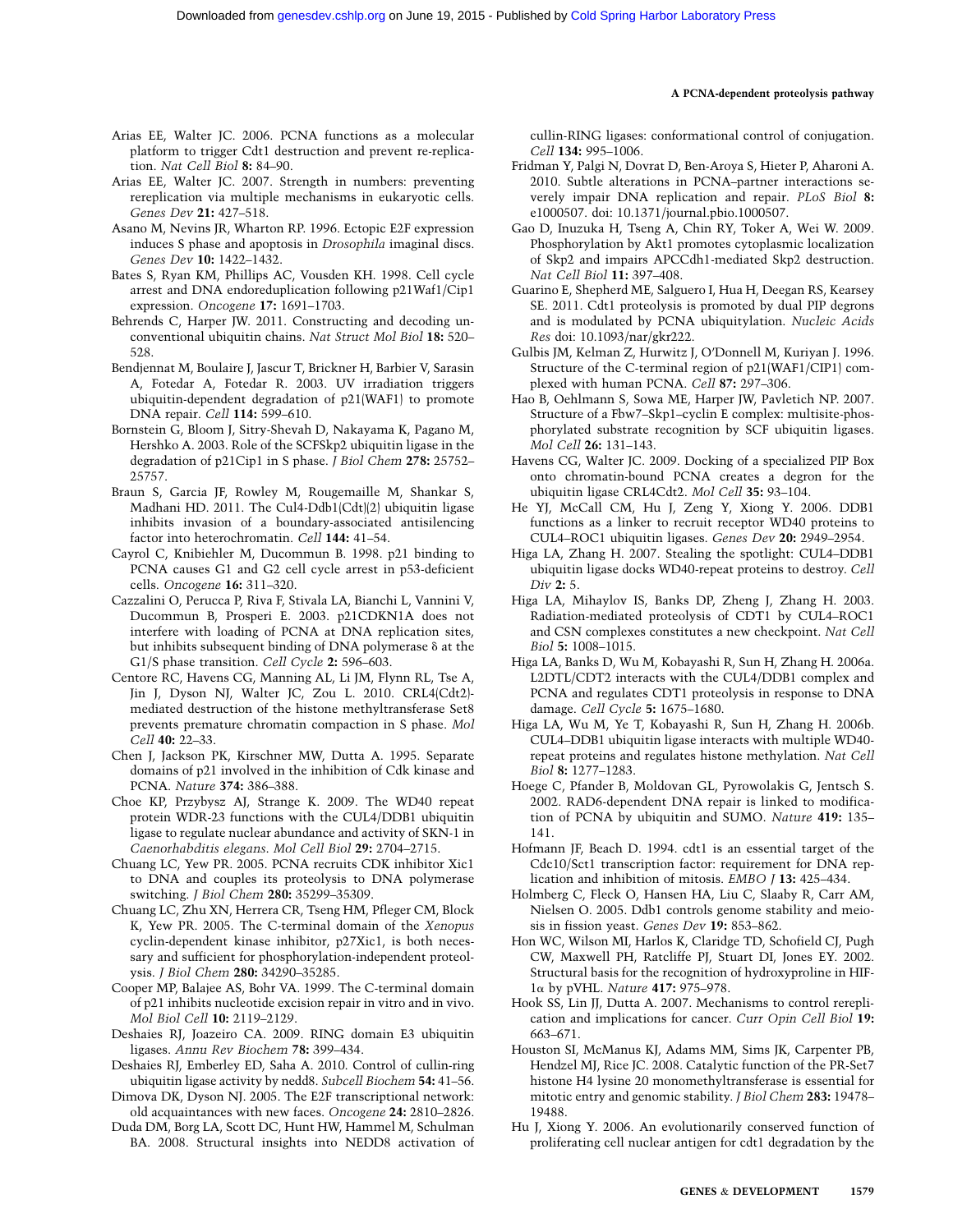Arias EE, Walter JC. 2006. PCNA functions as a molecular platform to trigger Cdt1 destruction and prevent re-replication. *Nat Cell Biol* **8:** 84–90.

Arias EE, Walter JC. 2007. Strength in numbers: preventing rereplication via multiple mechanisms in eukaryotic cells. *Genes Dev* **21:** 427–518.

Asano M, Nevins JR, Wharton RP. 1996. Ectopic E2F expression induces S phase and apoptosis in *Drosophila* imaginal discs. *Genes Dev* **10:** 1422–1432.

Bates S, Ryan KM, Phillips AC, Vousden KH. 1998. Cell cycle arrest and DNA endoreduplication following p21Waf1/Cip1 expression. *Oncogene* **17:** 1691–1703.

Behrends C, Harper JW. 2011. Constructing and decoding unconventional ubiquitin chains. *Nat Struct Mol Biol* **18:** 520–528.

Bendjennat M, Boulaire J, Jascur T, Brickner H, Barbier V, Sarasin A, Fotedar A, Fotedar R. 2003. UV irradiation triggers ubiquitin-dependent degradation of p21(WAF1) to promote DNA repair. *Cell* **114:** 599–610.

Bornstein G, Bloom J, Sitry-Shevah D, Nakayama K, Pagano M, Hershko A. 2003. Role of the SCFSkp2 ubiquitin ligase in the degradation of p21Cip1 in S phase. *J Biol Chem* **278:** 25752–25757.

Braun S, Garcia JF, Rowley M, Rougemaille M, Shankar S, Madhani HD. 2011. The Cul4-Ddb1(Cdt)2 ubiquitin ligase inhibits invasion of a boundary-associated antisilencing factor into heterochromatin. *Cell* **144:** 41–54.

Cayrol C, Knibiehler M, Ducommun B. 1998. p21 binding to PCNA causes G1 and G2 cell cycle arrest in p53-deficient cells. *Oncogene* **16:** 311–320.

Cazzalini O, Perucca P, Riva F, Stivala LA, Bianchi L, Vannini V, Ducommun B, Prosperi E. 2003. p21CDKN1A does not interfere with loading of PCNA at DNA replication sites, but inhibits subsequent binding of DNA polymerase δ at the G1/S phase transition. *Cell Cycle* **2:** 596–603.

Centore RC, Havens CG, Manning AL, Li JM, Flynn RL, Tse A, Jin J, Dyson NJ, Walter JC, Zou L. 2010. CRL4(Cdt2)-mediated destruction of the histone methyltransferase Set8 prevents premature chromatin compaction in S phase. *Mol Cell* **40:** 22–33.

Chen J, Jackson PK, Kirschner MW, Dutta A. 1995. Separate domains of p21 involved in the inhibition of Cdk kinase and PCNA. *Nature* **374:** 386–388.

Choe KP, Przybysz AJ, Strange K. 2009. The WD40 repeat protein WDR-23 functions with the CUL4/DDB1 ubiquitin ligase to regulate nuclear abundance and activity of SKN-1 in *Caenorhabditis elegans*. *Mol Cell Biol* **29:** 2704–2715.

Chuang LC, Yew PR. 2005. PCNA recruits CDK inhibitor Xic1 to DNA and couples its proteolysis to DNA polymerase switching. *J Biol Chem* **280:** 35299–35309.

Chuang LC, Zhu XN, Herrera CR, Tseng HM, Pfleger CM, Block K, Yew PR. 2005. The C-terminal domain of the *Xenopus* cyclin-dependent kinase inhibitor, p27Xic1, is both necessary and sufficient for phosphorylation-independent proteolysis. *J Biol Chem* **280:** 34290–35285.

Cooper MP, Balajee AS, Bohr VA. 1999. The C-terminal domain of p21 inhibits nucleotide excision repair in vitro and in vivo. *Mol Biol Cell* **10:** 2119–2129.

Deshaies RJ, Joazeiro CA. 2009. RING domain E3 ubiquitin ligases. *Annu Rev Biochem* **78:** 399–434.

Deshaies RJ, Emberley ED, Saha A. 2010. Control of cullin-ring ubiquitin ligase activity by nedd8. *Subcell Biochem* **54:** 41–56.

Dimova DK, Dyson NJ. 2005. The E2F transcriptional network: old acquaintances with new faces. *Oncogene* **24:** 2810–2826.

Duda DM, Borg LA, Scott DC, Hunt HW, Hammel M, Schulman BA. 2008. Structural insights into NEDD8 activation of cullin-RING ligases: conformational control of conjugation. *Cell* **134:** 995–1006.

Fridman Y, Palgi N, Dovrat D, Ben-Aroya S, Hieter P, Aharoni A. 2010. Subtle alterations in PCNA–partner interactions severely impair DNA replication and repair. *PLoS Biol* **8:** e1000507. doi: 10.1371/journal.pbio.1000507.

Gao D, Inuzuka H, Tseng A, Chin RY, Toker A, Wei W. 2009. Phosphorylation by Akt1 promotes cytoplasmic localization of Skp2 and impairs APCCdh1-mediated Skp2 destruction. *Nat Cell Biol* **11:** 397–408.

Guarino E, Shepherd ME, Salguero I, Hua H, Deegan RS, Kearsey SE. 2011. Cdt1 proteolysis is promoted by dual PIP degrons and is modulated by PCNA ubiquitylation. *Nucleic Acids Res* doi: 10.1093/nar/gkr222.

Gulbis JM, Kelman Z, Hurwitz J, O'Donnell M, Kuriyan J. 1996. Structure of the C-terminal region of p21(WAF1/CIP1) complexed with human PCNA. *Cell* **87:** 297–306.

Hao B, Oehlmann S, Sowa ME, Harper JW, Pavletich NP. 2007. Structure of a Fbw7–Skp1–cyclin E complex: multisite-phosphorylated substrate recognition by SCF ubiquitin ligases. *Mol Cell* **26:** 131–143.

Havens CG, Walter JC. 2009. Docking of a specialized PIP Box onto chromatin-bound PCNA creates a degron for the ubiquitin ligase CRL4Cdt2. *Mol Cell* **35:** 93–104.

He YJ, McCall CM, Hu J, Zeng Y, Xiong Y. 2006. DDB1 functions as a linker to recruit receptor WD40 proteins to CUL4–ROC1 ubiquitin ligases. *Genes Dev* **20:** 2949–2954.

Higa LA, Zhang H. 2007. Stealing the spotlight: CUL4–DDB1 ubiquitin ligase docks WD40-repeat proteins to destroy. *Cell Div* **2:** 5.

Higa LA, Mihaylov IS, Banks DP, Zheng J, Zhang H. 2003. Radiation-mediated proteolysis of CDT1 by CUL4–ROC1 and CSN complexes constitutes a new checkpoint. *Nat Cell Biol* **5:** 1008–1015.

Higa LA, Banks D, Wu M, Kobayashi R, Sun H, Zhang H. 2006a. L2DTL/CDT2 interacts with the CUL4/DDB1 complex and PCNA and regulates CDT1 proteolysis in response to DNA damage. *Cell Cycle* **5:** 1675–1680.

Higa LA, Wu M, Ye T, Kobayashi R, Sun H, Zhang H. 2006b. CUL4–DDB1 ubiquitin ligase interacts with multiple WD40-repeat proteins and regulates histone methylation. *Nat Cell Biol* **8:** 1277–1283.

Hoege C, Pfander B, Moldovan GL, Pyrowolakis G, Jentsch S. 2002. RAD6-dependent DNA repair is linked to modification of PCNA by ubiquitin and SUMO. *Nature* **419:** 135–141.

Hofmann JF, Beach D. 1994. cdt1 is an essential target of the Cdc10/Sct1 transcription factor: requirement for DNA replication and inhibition of mitosis. *EMBO J* **13:** 425–434.

Holmberg C, Fleck O, Hansen HA, Liu C, Slaaby R, Carr AM, Nielsen O. 2005. Ddb1 controls genome stability and meiosis in fission yeast. *Genes Dev* **19:** 853–862.

Hon WC, Wilson MI, Harlos K, Claridge TD, Schofield CJ, Pugh CW, Maxwell PH, Ratcliffe PJ, Stuart DI, Jones EY. 2002. Structural basis for the recognition of hydroxyproline in HIF-1α by pVHL. *Nature* **417:** 975–978.

Hook SS, Lin JJ, Dutta A. 2007. Mechanisms to control rereplication and implications for cancer. *Curr Opin Cell Biol* **19:** 663–671.

Houston SI, McManus KJ, Adams MM, Sims JK, Carpenter PB, Hendzel MJ, Rice JC. 2008. Catalytic function of the PR-Set7 histone H4 lysine 20 monomethyltransferase is essential for mitotic entry and genomic stability. *J Biol Chem* **283:** 19478–19488.

Hu J, Xiong Y. 2006. An evolutionarily conserved function of proliferating cell nuclear antigen for cdt1 degradation by the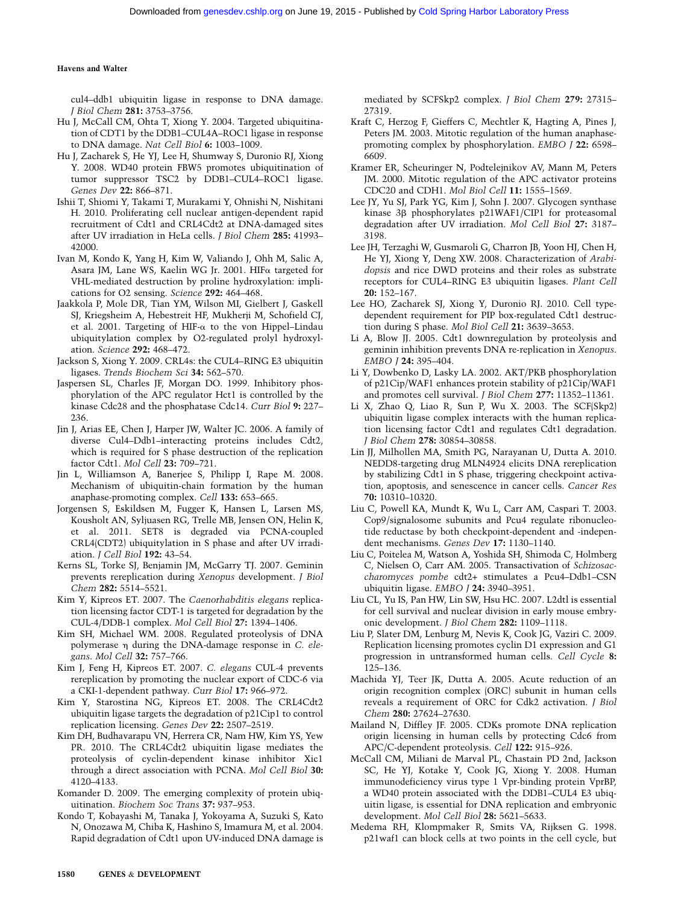cul4–ddb1 ubiquitin ligase in response to DNA damage. *J Biol Chem* **281:** 3753–3756.

Hu J, McCall CM, Ohta T, Xiong Y. 2004. Targeted ubiquitination of CDT1 by the DDB1–CUL4A–ROC1 ligase in response to DNA damage. *Nat Cell Biol* **6:** 1003–1009.

Hu J, Zacharek S, He YJ, Lee H, Shumway S, Duronio RJ, Xiong Y. 2008. WD40 protein FBW5 promotes ubiquitination of tumor suppressor TSC2 by DDB1–CUL4–ROC1 ligase. *Genes Dev* **22:** 866–871.

Ishii T, Shiomi Y, Takami T, Murakami Y, Ohnishi N, Nishitani H. 2010. Proliferating cell nuclear antigen-dependent rapid recruitment of Cdt1 and CRL4Cdt2 at DNA-damaged sites after UV irradiation in HeLa cells. *J Biol Chem* **285:** 41993–42000.

Ivan M, Kondo K, Yang H, Kim W, Valiando J, Ohh M, Salic A, Asara JM, Lane WS, Kaelin WG Jr. 2001. HIFα targeted for VHL-mediated destruction by proline hydroxylation: implications for O2 sensing. *Science* **292:** 464–468.

Jaakkola P, Mole DR, Tian YM, Wilson MI, Gielbert J, Gaskell SJ, Kriegsheim A, Hebestreit HF, Mukherji M, Schofield CJ, et al. 2001. Targeting of HIF-α to the von Hippel–Lindau ubiquitylation complex by O2-regulated prolyl hydroxylation. *Science* **292:** 468–472.

Jackson S, Xiong Y. 2009. CRL4s: the CUL4–RING E3 ubiquitin ligases. *Trends Biochem Sci* **34:** 562–570.

Jaspersen SL, Charles JF, Morgan DO. 1999. Inhibitory phosphorylation of the APC regulator Hct1 is controlled by the kinase Cdc28 and the phosphatase Cdc14. *Curr Biol* **9:** 227–236.

Jin J, Arias EE, Chen J, Harper JW, Walter JC. 2006. A family of diverse Cul4–Ddb1–interacting proteins includes Cdt2, which is required for S phase destruction of the replication factor Cdt1. *Mol Cell* **23:** 709–721.

Jin L, Williamson A, Banerjee S, Philipp I, Rape M. 2008. Mechanism of ubiquitin-chain formation by the human anaphase-promoting complex. *Cell* **133:** 653–665.

Jorgensen S, Eskildsen M, Fugger K, Hansen L, Larsen MS, Kousholt AN, Syljuasen RG, Trelle MB, Jensen ON, Helin K, et al. 2011. SET8 is degraded via PCNA-coupled CRL4(CDT2) ubiquitylation in S phase and after UV irradiation. *J Cell Biol* **192:** 43–54.

Kerns SL, Torke SJ, Benjamin JM, McGarry TJ. 2007. Geminin prevents rereplication during *Xenopus* development. *J Biol Chem* **282:** 5514–5521.

Kim Y, Kipreos ET. 2007. The *Caenorhabditis elegans* replication licensing factor CDT-1 is targeted for degradation by the CUL-4/DDB-1 complex. *Mol Cell Biol* **27:** 1394–1406.

Kim SH, Michael WM. 2008. Regulated proteolysis of DNA polymerase η during the DNA-damage response in *C. elegans*. *Mol Cell* **32:** 757–766.

Kim J, Feng H, Kipreos ET. 2007. *C. elegans* CUL-4 prevents rereplication by promoting the nuclear export of CDC-6 via a CKI-1-dependent pathway. *Curr Biol* **17:** 966–972.

Kim Y, Starostina NG, Kipreos ET. 2008. The CRL4Cdt2 ubiquitin ligase targets the degradation of p21Cip1 to control replication licensing. *Genes Dev* **22:** 2507–2519.

Kim DH, Budhavarapu VN, Herrera CR, Nam HW, Kim YS, Yew PR. 2010. The CRL4Cdt2 ubiquitin ligase mediates the proteolysis of cyclin-dependent kinase inhibitor Xic1 through a direct association with PCNA. *Mol Cell Biol* **30:** 4120–4133.

Komander D. 2009. The emerging complexity of protein ubiquitination. *Biochem Soc Trans* **37:** 937–953.

Kondo T, Kobayashi M, Tanaka J, Yokoyama A, Suzuki S, Kato N, Onozawa M, Chiba K, Hashino S, Imamura M, et al. 2004. Rapid degradation of Cdt1 upon UV-induced DNA damage is mediated by SCFSkp2 complex. *J Biol Chem* **279:** 27315–27319.

Kraft C, Herzog F, Gieffers C, Mechtler K, Hagting A, Pines J, Peters JM. 2003. Mitotic regulation of the human anaphase-promoting complex by phosphorylation. *EMBO J* **22:** 6598–6609.

Kramer ER, Scheuringer N, Podtelejnikov AV, Mann M, Peters JM. 2000. Mitotic regulation of the APC activator proteins CDC20 and CDH1. *Mol Biol Cell* **11:** 1555–1569.

Lee JY, Yu SJ, Park YG, Kim J, Sohn J. 2007. Glycogen synthase kinase 3β phosphorylates p21WAF1/CIP1 for proteasomal degradation after UV irradiation. *Mol Cell Biol* **27:** 3187–3198.

Lee JH, Terzaghi W, Gusmaroli G, Charron JB, Yoon HJ, Chen H, He YJ, Xiong Y, Deng XW. 2008. Characterization of *Arabidopsis* and rice DWD proteins and their roles as substrate receptors for CUL4–RING E3 ubiquitin ligases. *Plant Cell* **20:** 152–167.

Lee HO, Zacharek SJ, Xiong Y, Duronio RJ. 2010. Cell type-dependent requirement for PIP box-regulated Cdt1 destruction during S phase. *Mol Biol Cell* **21:** 3639–3653.

Li A, Blow JJ. 2005. Cdt1 downregulation by proteolysis and geminin inhibition prevents DNA re-replication in *Xenopus*. *EMBO J* **24:** 395–404.

Li Y, Dowbenko D, Lasky LA. 2002. AKT/PKB phosphorylation of p21Cip/WAF1 enhances protein stability of p21Cip/WAF1 and promotes cell survival. *J Biol Chem* **277:** 11352–11361.

Li X, Zhao Q, Liao R, Sun P, Wu X. 2003. The SCF(Skp2) ubiquitin ligase complex interacts with the human replication licensing factor Cdt1 and regulates Cdt1 degradation. *J Biol Chem* **278:** 30854–30858.

Lin JJ, Milhollen MA, Smith PG, Narayanan U, Dutta A. 2010. NEDD8-targeting drug MLN4924 elicits DNA rereplication by stabilizing Cdt1 in S phase, triggering checkpoint activation, apoptosis, and senescence in cancer cells. *Cancer Res* **70:** 10310–10320.

Liu C, Powell KA, Mundt K, Wu L, Carr AM, Caspari T. 2003. Cop9/signalosome subunits and Pcu4 regulate ribonucleotide reductase by both checkpoint-dependent and -independent mechanisms. *Genes Dev* **17:** 1130–1140.

Liu C, Poitelea M, Watson A, Yoshida SH, Shimoda C, Holmberg C, Nielsen O, Carr AM. 2005. Transactivation of *Schizosaccharomyces pombe* cdt2+ stimulates a Pcu4–Ddb1–CSN ubiquitin ligase. *EMBO J* **24:** 3940–3951.

Liu CL, Yu IS, Pan HW, Lin SW, Hsu HC. 2007. L2dtl is essential for cell survival and nuclear division in early mouse embryonic development. *J Biol Chem* **282:** 1109–1118.

Liu P, Slater DM, Lenburg M, Nevis K, Cook JG, Vaziri C. 2009. Replication licensing promotes cyclin D1 expression and G1 progression in untransformed human cells. *Cell Cycle* **8:** 125–136.

Machida YJ, Teer JK, Dutta A. 2005. Acute reduction of an origin recognition complex (ORC) subunit in human cells reveals a requirement of ORC for Cdk2 activation. *J Biol Chem* **280:** 27624–27630.

Mailand N, Diffley JF. 2005. CDKs promote DNA replication origin licensing in human cells by protecting Cdc6 from APC/C-dependent proteolysis. *Cell* **122:** 915–926.

McCall CM, Miliani de Marval PL, Chastain PD 2nd, Jackson SC, He YJ, Kotake Y, Cook JG, Xiong Y. 2008. Human immunodeficiency virus type 1 Vpr-binding protein VprBP, a WD40 protein associated with the DDB1–CUL4 E3 ubiquitin ligase, is essential for DNA replication and embryonic development. *Mol Cell Biol* **28:** 5621–5633.

Medema RH, Klompmaker R, Smits VA, Rijksen G. 1998. p21waf1 can block cells at two points in the cell cycle, but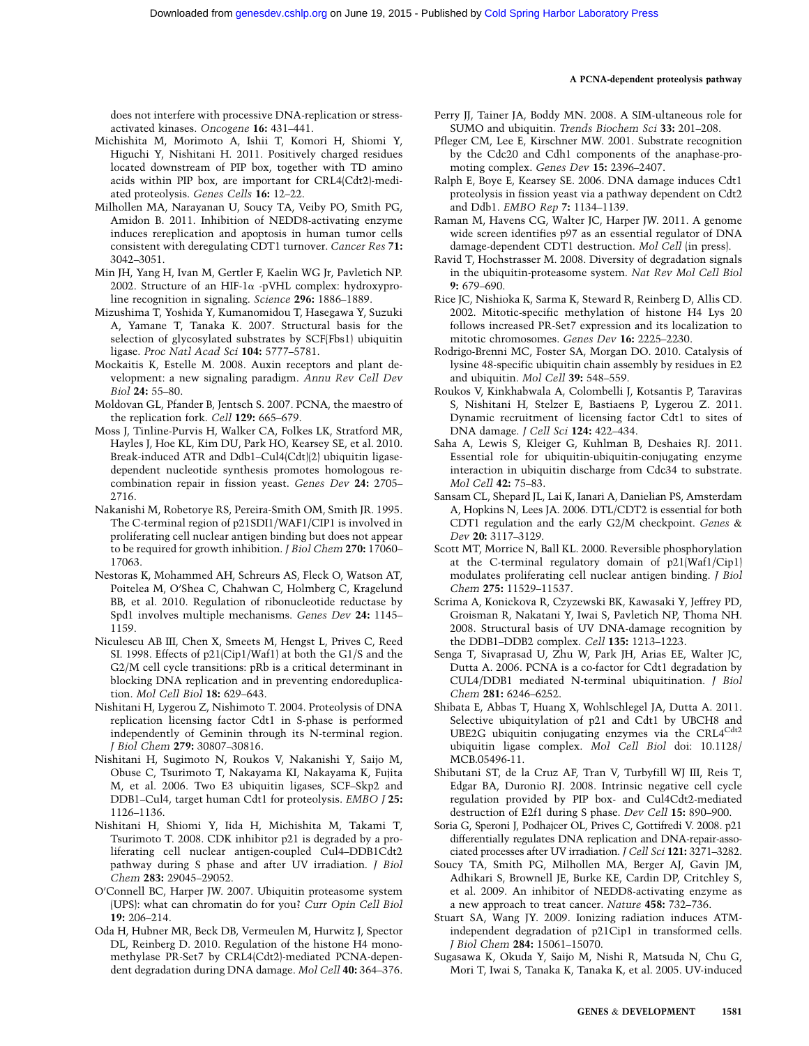does not interfere with processive DNA-replication or stress-activated kinases. *Oncogene* **16:** 431–441.

Michishita M, Morimoto A, Ishii T, Komori H, Shiomi Y, Higuchi Y, Nishitani H. 2011. Positively charged residues located downstream of PIP box, together with TD amino acids within PIP box, are important for CRL4(Cdt2)-mediated proteolysis. *Genes Cells* **16:** 12–22.

Milhollen MA, Narayanan U, Soucy TA, Veiby PO, Smith PG, Amidon B. 2011. Inhibition of NEDD8-activating enzyme induces rereplication and apoptosis in human tumor cells consistent with deregulating CDT1 turnover. *Cancer Res* **71:** 3042–3051.

Min JH, Yang H, Ivan M, Gertler F, Kaelin WG Jr, Pavletich NP. 2002. Structure of an HIF-1α -pVHL complex: hydroxyproline recognition in signaling. *Science* **296:** 1886–1889.

Mizushima T, Yoshida Y, Kumanomidou T, Hasegawa Y, Suzuki A, Yamane T, Tanaka K. 2007. Structural basis for the selection of glycosylated substrates by SCF(Fbs1) ubiquitin ligase. *Proc Natl Acad Sci* **104:** 5777–5781.

Mockaitis K, Estelle M. 2008. Auxin receptors and plant development: a new signaling paradigm. *Annu Rev Cell Dev Biol* **24:** 55–80.

Moldovan GL, Pfander B, Jentsch S. 2007. PCNA, the maestro of the replication fork. *Cell* **129:** 665–679.

Moss J, Tinline-Purvis H, Walker CA, Folkes LK, Stratford MR, Hayles J, Hoe KL, Kim DU, Park HO, Kearsey SE, et al. 2010. Break-induced ATR and Ddb1–Cul4(Cdt)(2) ubiquitin ligase-dependent nucleotide synthesis promotes homologous recombination repair in fission yeast. *Genes Dev* **24:** 2705–2716.

Nakanishi M, Robetorye RS, Pereira-Smith OM, Smith JR. 1995. The C-terminal region of p21SDI1/WAF1/CIP1 is involved in proliferating cell nuclear antigen binding but does not appear to be required for growth inhibition. *J Biol Chem* **270:** 17060–17063.

Nestoras K, Mohammed AH, Schreurs AS, Fleck O, Watson AT, Poitelea M, O'Shea C, Chahwan C, Holmberg C, Kragelund BB, et al. 2010. Regulation of ribonucleotide reductase by Spd1 involves multiple mechanisms. *Genes Dev* **24:** 1145–1159.

Niculescu AB III, Chen X, Smeets M, Hengst L, Prives C, Reed SI. 1998. Effects of p21(Cip1/Waf1) at both the G1/S and the G2/M cell cycle transitions: pRb is a critical determinant in blocking DNA replication and in preventing endoreduplication. *Mol Cell Biol* **18:** 629–643.

Nishitani H, Lygerou Z, Nishimoto T. 2004. Proteolysis of DNA replication licensing factor Cdt1 in S-phase is performed independently of Geminin through its N-terminal region. *J Biol Chem* **279:** 30807–30816.

Nishitani H, Sugimoto N, Roukos V, Nakanishi Y, Saijo M, Obuse C, Tsurimoto T, Nakayama KI, Nakayama K, Fujita M, et al. 2006. Two E3 ubiquitin ligases, SCF–Skp2 and DDB1–Cul4, target human Cdt1 for proteolysis. *EMBO J* **25:** 1126–1136.

Nishitani H, Shiomi Y, Iida H, Michishita M, Takami T, Tsurimoto T. 2008. CDK inhibitor p21 is degraded by a proliferating cell nuclear antigen-coupled Cul4–DDB1Cdt2 pathway during S phase and after UV irradiation. *J Biol Chem* **283:** 29045–29052.

O'Connell BC, Harper JW. 2007. Ubiquitin proteasome system (UPS): what can chromatin do for you? *Curr Opin Cell Biol* **19:** 206–214.

Oda H, Hubner MR, Beck DB, Vermeulen M, Hurwitz J, Spector DL, Reinberg D. 2010. Regulation of the histone H4 monomethylase PR-Set7 by CRL4(Cdt2)-mediated PCNA-dependent degradation during DNA damage. *Mol Cell* **40:** 364–376.

Perry JJ, Tainer JA, Boddy MN. 2008. A SIM-ultaneous role for SUMO and ubiquitin. *Trends Biochem Sci* **33:** 201–208.

Pfleger CM, Lee E, Kirschner MW. 2001. Substrate recognition by the Cdc20 and Cdh1 components of the anaphase-promoting complex. *Genes Dev* **15:** 2396–2407.

Ralph E, Boye E, Kearsey SE. 2006. DNA damage induces Cdt1 proteolysis in fission yeast via a pathway dependent on Cdt2 and Ddb1. *EMBO Rep* **7:** 1134–1139.

Raman M, Havens CG, Walter JC, Harper JW. 2011. A genome wide screen identifies p97 as an essential regulator of DNA damage-dependent CDT1 destruction. *Mol Cell* (in press).

Ravid T, Hochstrasser M. 2008. Diversity of degradation signals in the ubiquitin-proteasome system. *Nat Rev Mol Cell Biol* **9:** 679–690.

Rice JC, Nishioka K, Sarma K, Steward R, Reinberg D, Allis CD. 2002. Mitotic-specific methylation of histone H4 Lys 20 follows increased PR-Set7 expression and its localization to mitotic chromosomes. *Genes Dev* **16:** 2225–2230.

Rodrigo-Brenni MC, Foster SA, Morgan DO. 2010. Catalysis of lysine 48-specific ubiquitin chain assembly by residues in E2 and ubiquitin. *Mol Cell* **39:** 548–559.

Roukos V, Kinkhabwala A, Colombelli J, Kotsantis P, Taraviras S, Nishitani H, Stelzer E, Bastiaens P, Lygerou Z. 2011. Dynamic recruitment of licensing factor Cdt1 to sites of DNA damage. *J Cell Sci* **124:** 422–434.

Saha A, Lewis S, Kleiger G, Kuhlman B, Deshaies RJ. 2011. Essential role for ubiquitin-ubiquitin-conjugating enzyme interaction in ubiquitin discharge from Cdc34 to substrate. *Mol Cell* **42:** 75–83.

Sansam CL, Shepard JL, Lai K, Ianari A, Danielian PS, Amsterdam A, Hopkins N, Lees JA. 2006. DTL/CDT2 is essential for both CDT1 regulation and the early G2/M checkpoint. *Genes & Dev* **20:** 3117–3129.

Scott MT, Morrice N, Ball KL. 2000. Reversible phosphorylation at the C-terminal regulatory domain of p21(Waf1/Cip1) modulates proliferating cell nuclear antigen binding. *J Biol Chem* **275:** 11529–11537.

Scrima A, Konickova R, Czyzewski BK, Kawasaki Y, Jeffrey PD, Groisman R, Nakatani Y, Iwai S, Pavletich NP, Thoma NH. 2008. Structural basis of UV DNA-damage recognition by the DDB1–DDB2 complex. *Cell* **135:** 1213–1223.

Senga T, Sivaprasad U, Zhu W, Park JH, Arias EE, Walter JC, Dutta A. 2006. PCNA is a co-factor for Cdt1 degradation by CUL4/DDB1 mediated N-terminal ubiquitination. *J Biol Chem* **281:** 6246–6252.

Shibata E, Abbas T, Huang X, Wohlschlegel JA, Dutta A. 2011. Selective ubiquitylation of p21 and Cdt1 by UBCH8 and UBE2G ubiquitin conjugating enzymes via the CRL4$^{Cdt2}$ ubiquitin ligase complex. *Mol Cell Biol* doi: 10.1128/MCB.05496-11.

Shibutani ST, de la Cruz AF, Tran V, Turbyfill WJ III, Reis T, Edgar BA, Duronio RJ. 2008. Intrinsic negative cell cycle regulation provided by PIP box- and Cul4Cdt2-mediated destruction of E2f1 during S phase. *Dev Cell* **15:** 890–900.

Soria G, Speroni J, Podhajcer OL, Prives C, Gottifredi V. 2008. p21 differentially regulates DNA replication and DNA-repair-associated processes after UV irradiation. *J Cell Sci* **121:** 3271–3282.

Soucy TA, Smith PG, Milhollen MA, Berger AJ, Gavin JM, Adhikari S, Brownell JE, Burke KE, Cardin DP, Critchley S, et al. 2009. An inhibitor of NEDD8-activating enzyme as a new approach to treat cancer. *Nature* **458:** 732–736.

Stuart SA, Wang JY. 2009. Ionizing radiation induces ATM-independent degradation of p21Cip1 in transformed cells. *J Biol Chem* **284:** 15061–15070.

Sugasawa K, Okuda Y, Saijo M, Nishi R, Matsuda N, Chu G, Mori T, Iwai S, Tanaka K, Tanaka K, et al. 2005. UV-induced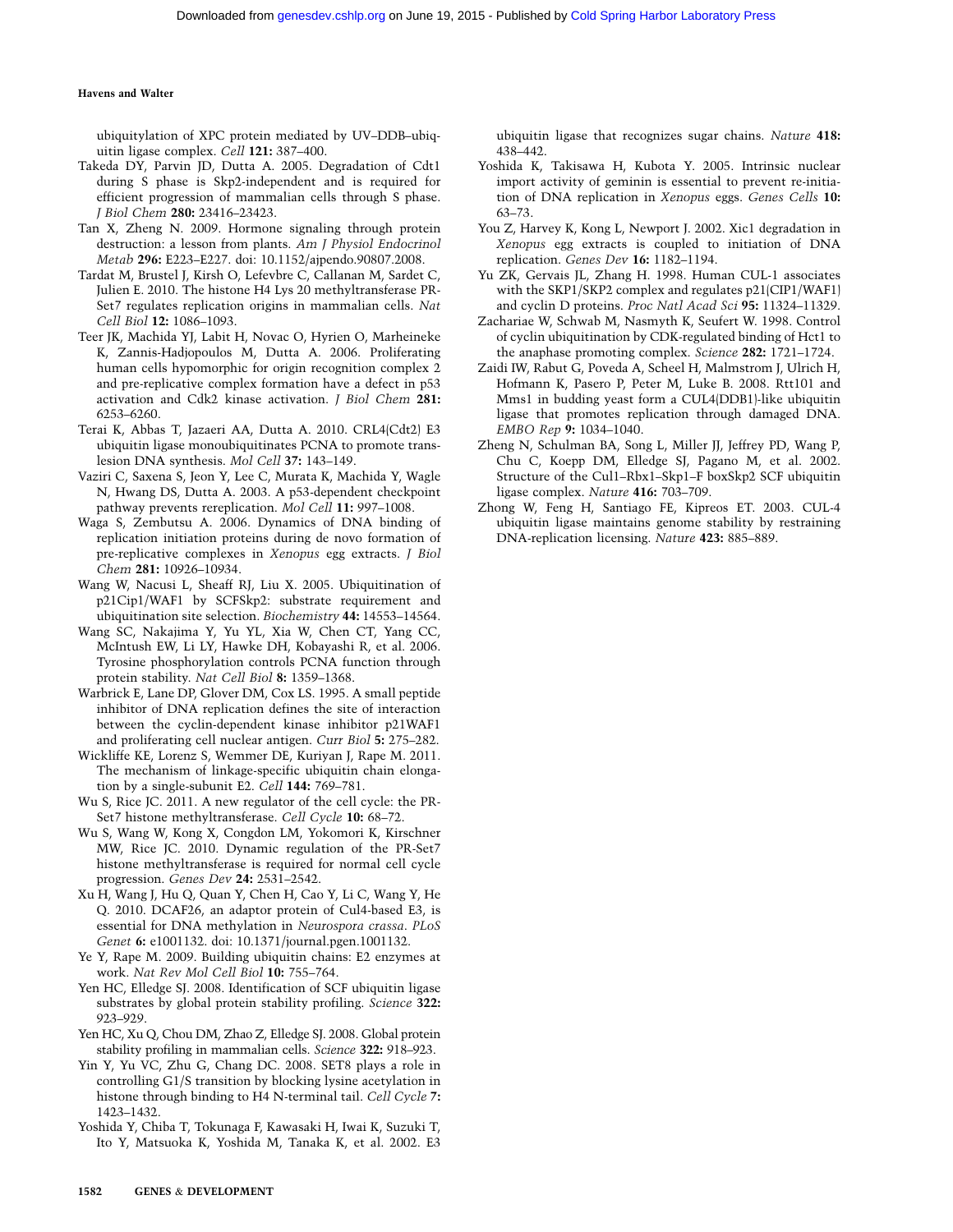ubiquitylation of XPC protein mediated by UV–DDB–ubiquitin ligase complex. *Cell* **121:** 387–400.

Takeda DY, Parvin JD, Dutta A. 2005. Degradation of Cdt1 during S phase is Skp2-independent and is required for efficient progression of mammalian cells through S phase. *J Biol Chem* **280:** 23416–23423.

Tan X, Zheng N. 2009. Hormone signaling through protein destruction: a lesson from plants. *Am J Physiol Endocrinol Metab* **296:** E223–E227. doi: 10.1152/ajpendo.90807.2008.

Tardat M, Brustel J, Kirsh O, Lefevbre C, Callanan M, Sardet C, Julien E. 2010. The histone H4 Lys 20 methyltransferase PR-Set7 regulates replication origins in mammalian cells. *Nat Cell Biol* **12:** 1086–1093.

Teer JK, Machida YJ, Labit H, Novac O, Hyrien O, Marheineke K, Zannis-Hadjopoulos M, Dutta A. 2006. Proliferating human cells hypomorphic for origin recognition complex 2 and pre-replicative complex formation have a defect in p53 activation and Cdk2 kinase activation. *J Biol Chem* **281:** 6253–6260.

Terai K, Abbas T, Jazaeri AA, Dutta A. 2010. CRL4(Cdt2) E3 ubiquitin ligase monoubiquitinates PCNA to promote translesion DNA synthesis. *Mol Cell* **37:** 143–149.

Vaziri C, Saxena S, Jeon Y, Lee C, Murata K, Machida Y, Wagle N, Hwang DS, Dutta A. 2003. A p53-dependent checkpoint pathway prevents rereplication. *Mol Cell* **11:** 997–1008.

Waga S, Zembutsu A. 2006. Dynamics of DNA binding of replication initiation proteins during de novo formation of pre-replicative complexes in *Xenopus* egg extracts. *J Biol Chem* **281:** 10926–10934.

Wang W, Nacusi L, Sheaff RJ, Liu X. 2005. Ubiquitination of p21Cip1/WAF1 by SCFSkp2: substrate requirement and ubiquitination site selection. *Biochemistry* **44:** 14553–14564.

Wang SC, Nakajima Y, Yu YL, Xia W, Chen CT, Yang CC, McIntush EW, Li LY, Hawke DH, Kobayashi R, et al. 2006. Tyrosine phosphorylation controls PCNA function through protein stability. *Nat Cell Biol* **8:** 1359–1368.

Warbrick E, Lane DP, Glover DM, Cox LS. 1995. A small peptide inhibitor of DNA replication defines the site of interaction between the cyclin-dependent kinase inhibitor p21WAF1 and proliferating cell nuclear antigen. *Curr Biol* **5:** 275–282.

Wickliffe KE, Lorenz S, Wemmer DE, Kuriyan J, Rape M. 2011. The mechanism of linkage-specific ubiquitin chain elongation by a single-subunit E2. *Cell* **144:** 769–781.

Wu S, Rice JC. 2011. A new regulator of the cell cycle: the PR-Set7 histone methyltransferase. *Cell Cycle* **10:** 68–72.

Wu S, Wang W, Kong X, Congdon LM, Yokomori K, Kirschner MW, Rice JC. 2010. Dynamic regulation of the PR-Set7 histone methyltransferase is required for normal cell cycle progression. *Genes Dev* **24:** 2531–2542.

Xu H, Wang J, Hu Q, Quan Y, Chen H, Cao Y, Li C, Wang Y, He Q. 2010. DCAF26, an adaptor protein of Cul4-based E3, is essential for DNA methylation in *Neurospora crassa*. *PLoS Genet* **6:** e1001132. doi: 10.1371/journal.pgen.1001132.

Ye Y, Rape M. 2009. Building ubiquitin chains: E2 enzymes at work. *Nat Rev Mol Cell Biol* **10:** 755–764.

Yen HC, Elledge SJ. 2008. Identification of SCF ubiquitin ligase substrates by global protein stability profiling. *Science* **322:** 923–929.

Yen HC, Xu Q, Chou DM, Zhao Z, Elledge SJ. 2008. Global protein stability profiling in mammalian cells. *Science* **322:** 918–923.

Yin Y, Yu VC, Zhu G, Chang DC. 2008. SET8 plays a role in controlling G1/S transition by blocking lysine acetylation in histone through binding to H4 N-terminal tail. *Cell Cycle* **7:** 1423–1432.

Yoshida Y, Chiba T, Tokunaga F, Kawasaki H, Iwai K, Suzuki T, Ito Y, Matsuoka K, Yoshida M, Tanaka K, et al. 2002. E3 ubiquitin ligase that recognizes sugar chains. *Nature* **418:** 438–442.

Yoshida K, Takisawa H, Kubota Y. 2005. Intrinsic nuclear import activity of geminin is essential to prevent re-initiation of DNA replication in *Xenopus* eggs. *Genes Cells* **10:** 63–73.

You Z, Harvey K, Kong L, Newport J. 2002. Xic1 degradation in *Xenopus* egg extracts is coupled to initiation of DNA replication. *Genes Dev* **16:** 1182–1194.

Yu ZK, Gervais JL, Zhang H. 1998. Human CUL-1 associates with the SKP1/SKP2 complex and regulates p21(CIP1/WAF1) and cyclin D proteins. *Proc Natl Acad Sci* **95:** 11324–11329.

Zachariae W, Schwab M, Nasmyth K, Seufert W. 1998. Control of cyclin ubiquitination by CDK-regulated binding of Hct1 to the anaphase promoting complex. *Science* **282:** 1721–1724.

Zaidi IW, Rabut G, Poveda A, Scheel H, Malmstrom J, Ulrich H, Hofmann K, Pasero P, Peter M, Luke B. 2008. Rtt101 and Mms1 in budding yeast form a CUL4(DDB1)-like ubiquitin ligase that promotes replication through damaged DNA. *EMBO Rep* **9:** 1034–1040.

Zheng N, Schulman BA, Song L, Miller JJ, Jeffrey PD, Wang P, Chu C, Koepp DM, Elledge SJ, Pagano M, et al. 2002. Structure of the Cul1–Rbx1–Skp1–F boxSkp2 SCF ubiquitin ligase complex. *Nature* **416:** 703–709.

Zhong W, Feng H, Santiago FE, Kipreos ET. 2003. CUL-4 ubiquitin ligase maintains genome stability by restraining DNA-replication licensing. *Nature* **423:** 885–889.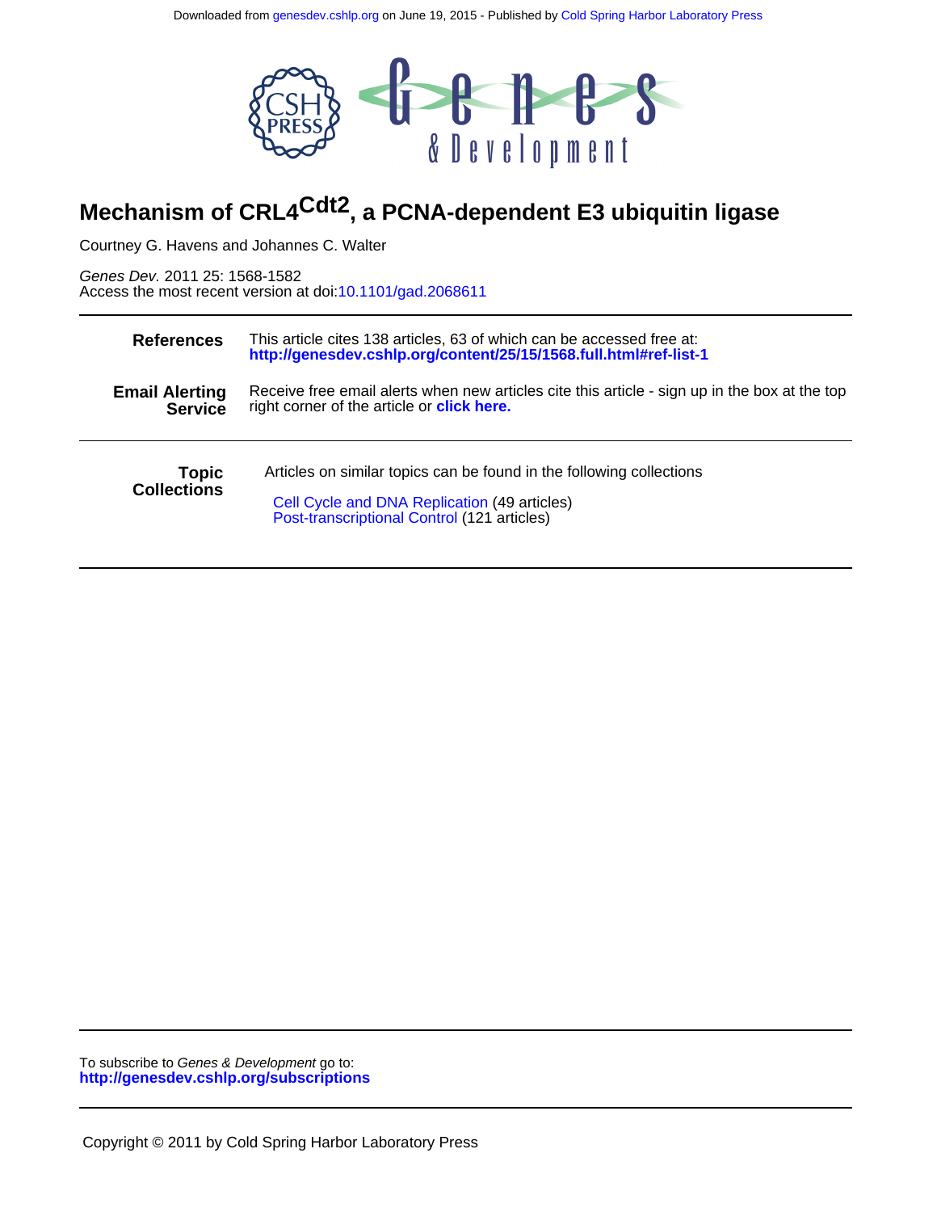# Mechanism of CRL4$^{Cdt2}$, a PCNA-dependent E3 ubiquitin ligase

Courtney G. Havens and Johannes C. Walter

*Genes Dev.* 2011 25: 1568-1582
Access the most recent version at doi:10.1101/gad.2068611

| | |
|---|---|
| **References** | This article cites 138 articles, 63 of which can be accessed free at: **http://genesdev.cshlp.org/content/25/15/1568.full.html#ref-list-1** |
| **Email Alerting Service** | Receive free email alerts when new articles cite this article - sign up in the box at the top right corner of the article or **click here.** |
| **Topic Collections** | Articles on similar topics can be found in the following collections<br>Cell Cycle and DNA Replication (49 articles)<br>Post-transcriptional Control (121 articles) |

To subscribe to *Genes & Development* go to:
**http://genesdev.cshlp.org/subscriptions**

Copyright © 2011 by Cold Spring Harbor Laboratory Press